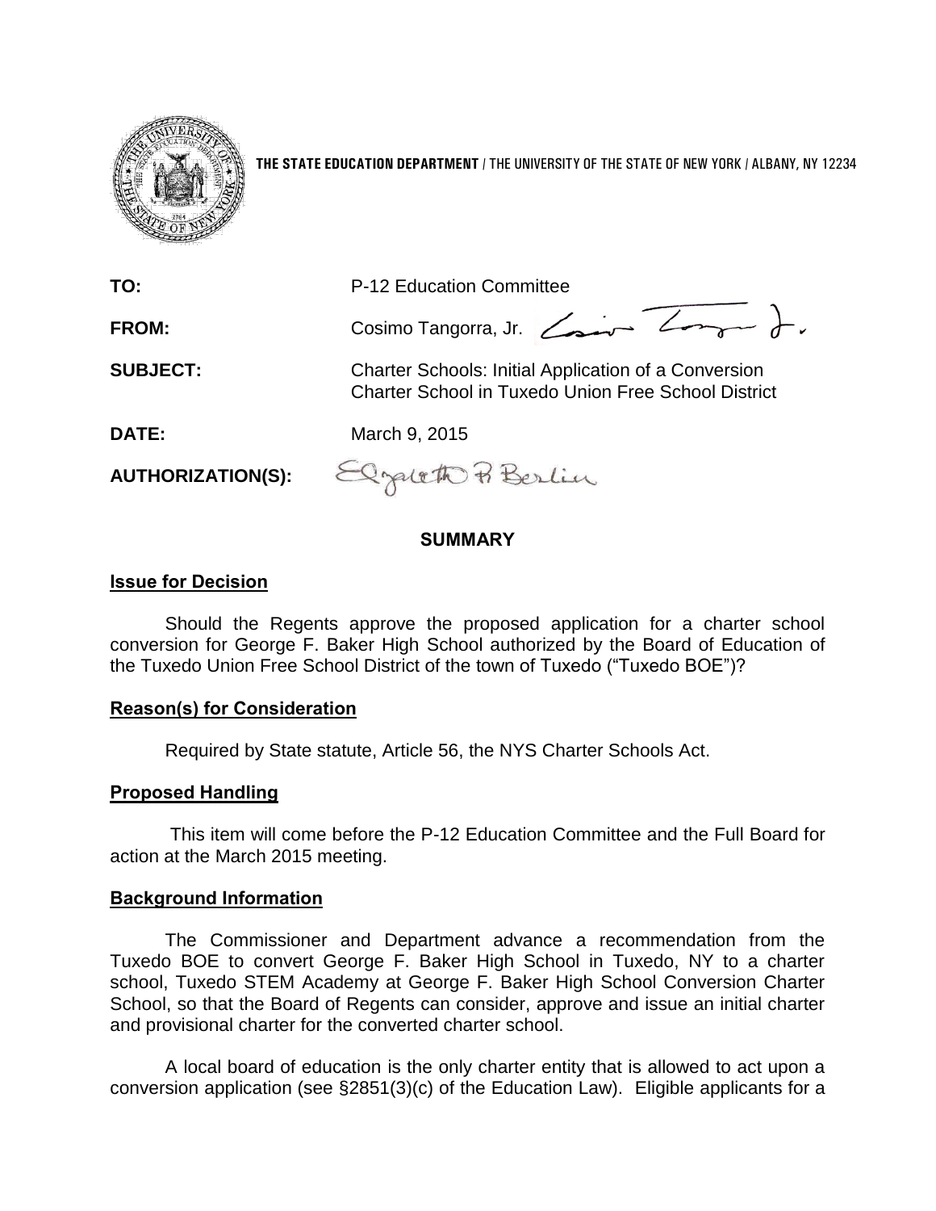**THE STATE EDUCATION DEPARTMENT** / THE UNIVERSITY OF THE STATE OF NEW YORK / ALBANY, NY 12234

**TO:** P-12 Education Committee

**FROM:** Cosimo Tangorra, Jr.

**SUBJECT:** Charter Schools: Initial Application of a Conversion Charter School in Tuxedo Union Free School District

**DATE:** March 9, 2015

**AUTHORIZATION(S):**

## SUMMARY

### Issue for Decision

Should the Regents approve the proposed application for a charter school conversion for George F. Baker High School authorized by the Board of Education of the Tuxedo Union Free School District of the town of Tuxedo ("Tuxedo BOE")?

### Reason(s) for Consideration

Required by State statute, Article 56, the NYS Charter Schools Act.

### Proposed Handling

This item will come before the P-12 Education Committee and the Full Board for action at the March 2015 meeting.

### Background Information

The Commissioner and Department advance a recommendation from the Tuxedo BOE to convert George F. Baker High School in Tuxedo, NY to a charter school, Tuxedo STEM Academy at George F. Baker High School Conversion Charter School, so that the Board of Regents can consider, approve and issue an initial charter and provisional charter for the converted charter school.

A local board of education is the only charter entity that is allowed to act upon a conversion application (see §2851(3)(c) of the Education Law). Eligible applicants for a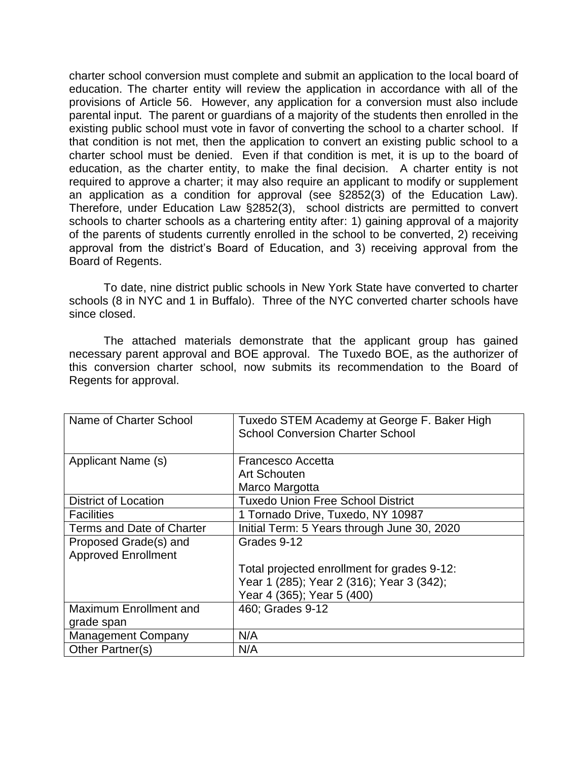charter school conversion must complete and submit an application to the local board of education. The charter entity will review the application in accordance with all of the provisions of Article 56. However, any application for a conversion must also include parental input. The parent or guardians of a majority of the students then enrolled in the existing public school must vote in favor of converting the school to a charter school. If that condition is not met, then the application to convert an existing public school to a charter school must be denied. Even if that condition is met, it is up to the board of education, as the charter entity, to make the final decision. A charter entity is not required to approve a charter; it may also require an applicant to modify or supplement an application as a condition for approval (see §2852(3) of the Education Law). Therefore, under Education Law §2852(3), school districts are permitted to convert schools to charter schools as a chartering entity after: 1) gaining approval of a majority of the parents of students currently enrolled in the school to be converted, 2) receiving approval from the district's Board of Education, and 3) receiving approval from the Board of Regents.

To date, nine district public schools in New York State have converted to charter schools (8 in NYC and 1 in Buffalo). Three of the NYC converted charter schools have since closed.

The attached materials demonstrate that the applicant group has gained necessary parent approval and BOE approval. The Tuxedo BOE, as the authorizer of this conversion charter school, now submits its recommendation to the Board of Regents for approval.

| Name of Charter School | Tuxedo STEM Academy at George F. Baker High School Conversion Charter School |
|---|---|
| Applicant Name (s) | Francesco Accetta<br>Art Schouten<br>Marco Margotta |
| District of Location | Tuxedo Union Free School District |
| Facilities | 1 Tornado Drive, Tuxedo, NY 10987 |
| Terms and Date of Charter | Initial Term: 5 Years through June 30, 2020 |
| Proposed Grade(s) and Approved Enrollment | Grades 9-12<br><br>Total projected enrollment for grades 9-12:<br>Year 1 (285); Year 2 (316); Year 3 (342);<br>Year 4 (365); Year 5 (400) |
| Maximum Enrollment and grade span | 460; Grades 9-12 |
| Management Company | N/A |
| Other Partner(s) | N/A |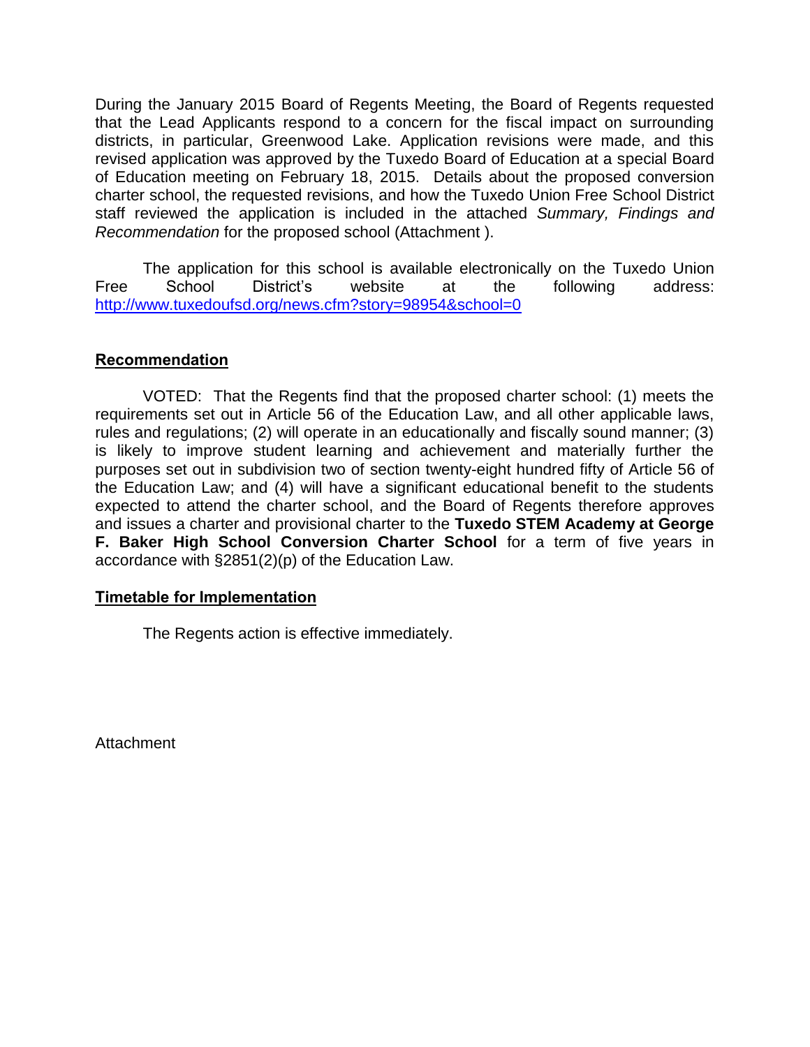During the January 2015 Board of Regents Meeting, the Board of Regents requested that the Lead Applicants respond to a concern for the fiscal impact on surrounding districts, in particular, Greenwood Lake. Application revisions were made, and this revised application was approved by the Tuxedo Board of Education at a special Board of Education meeting on February 18, 2015. Details about the proposed conversion charter school, the requested revisions, and how the Tuxedo Union Free School District staff reviewed the application is included in the attached *Summary, Findings and Recommendation* for the proposed school (Attachment ).

The application for this school is available electronically on the Tuxedo Union Free School District's website at the following address: http://www.tuxedoufsd.org/news.cfm?story=98954&school=0

## Recommendation

VOTED: That the Regents find that the proposed charter school: (1) meets the requirements set out in Article 56 of the Education Law, and all other applicable laws, rules and regulations; (2) will operate in an educationally and fiscally sound manner; (3) is likely to improve student learning and achievement and materially further the purposes set out in subdivision two of section twenty-eight hundred fifty of Article 56 of the Education Law; and (4) will have a significant educational benefit to the students expected to attend the charter school, and the Board of Regents therefore approves and issues a charter and provisional charter to the **Tuxedo STEM Academy at George F. Baker High School Conversion Charter School** for a term of five years in accordance with §2851(2)(p) of the Education Law.

## Timetable for Implementation

The Regents action is effective immediately.

Attachment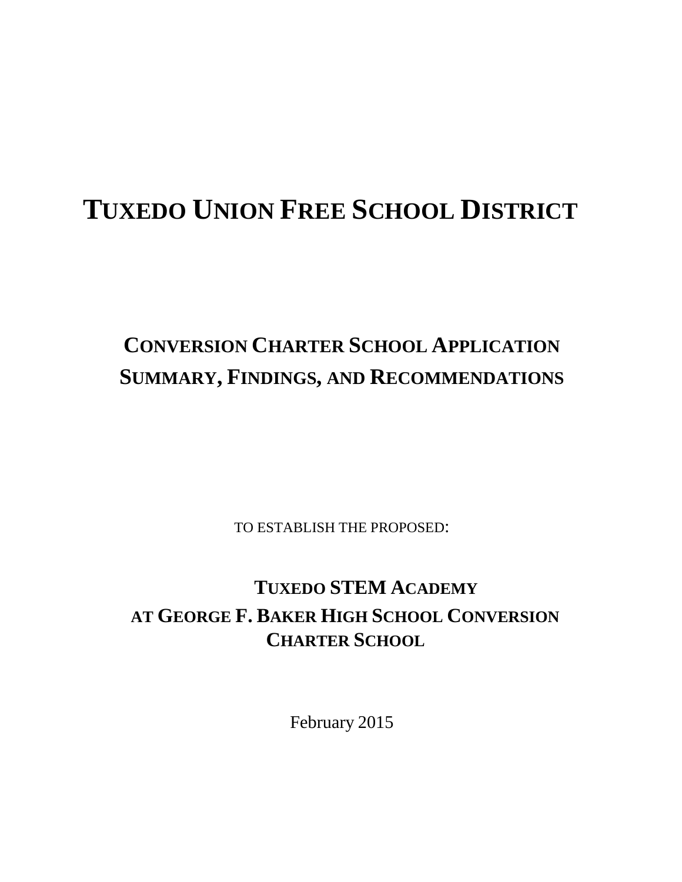# TUXEDO UNION FREE SCHOOL DISTRICT

## CONVERSION CHARTER SCHOOL APPLICATION SUMMARY, FINDINGS, AND RECOMMENDATIONS

TO ESTABLISH THE PROPOSED:

## TUXEDO STEM ACADEMY AT GEORGE F. BAKER HIGH SCHOOL CONVERSION CHARTER SCHOOL

February 2015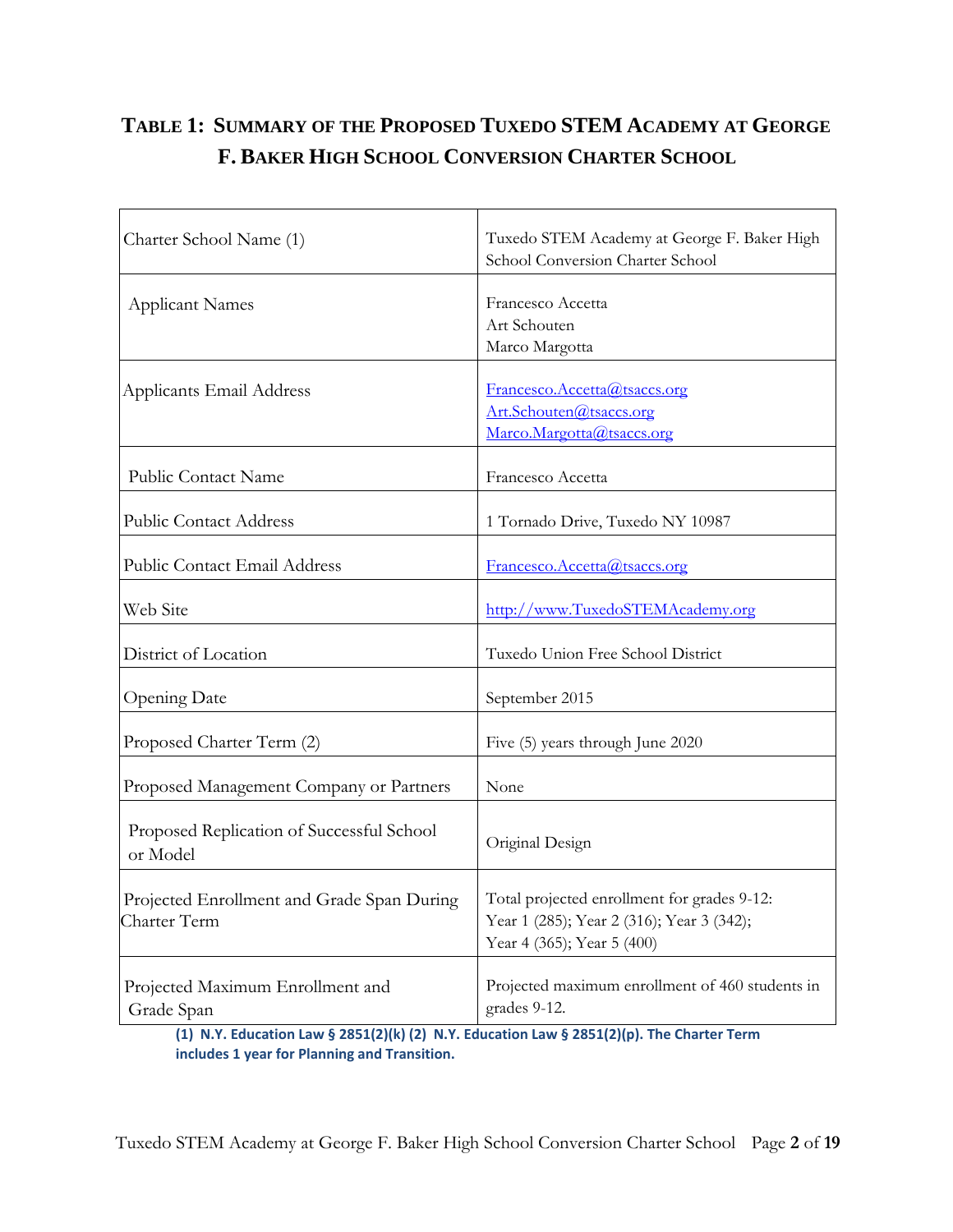# Table 1: Summary of the Proposed Tuxedo STEM Academy at George F. Baker High School Conversion Charter School

| | |
|---|---|
| Charter School Name (1) | Tuxedo STEM Academy at George F. Baker High School Conversion Charter School |
| Applicant Names | Francesco Accetta<br>Art Schouten<br>Marco Margotta |
| Applicants Email Address | Francesco.Accetta@tsaccs.org<br>Art.Schouten@tsaccs.org<br>Marco.Margotta@tsaccs.org |
| Public Contact Name | Francesco Accetta |
| Public Contact Address | 1 Tornado Drive, Tuxedo NY 10987 |
| Public Contact Email Address | Francesco.Accetta@tsaccs.org |
| Web Site | http://www.TuxedoSTEMAcademy.org |
| District of Location | Tuxedo Union Free School District |
| Opening Date | September 2015 |
| Proposed Charter Term (2) | Five (5) years through June 2020 |
| Proposed Management Company or Partners | None |
| Proposed Replication of Successful School or Model | Original Design |
| Projected Enrollment and Grade Span During Charter Term | Total projected enrollment for grades 9-12: Year 1 (285); Year 2 (316); Year 3 (342); Year 4 (365); Year 5 (400) |
| Projected Maximum Enrollment and Grade Span | Projected maximum enrollment of 460 students in grades 9-12. |

**(1) N.Y. Education Law § 2851(2)(k) (2) N.Y. Education Law § 2851(2)(p). The Charter Term includes 1 year for Planning and Transition.**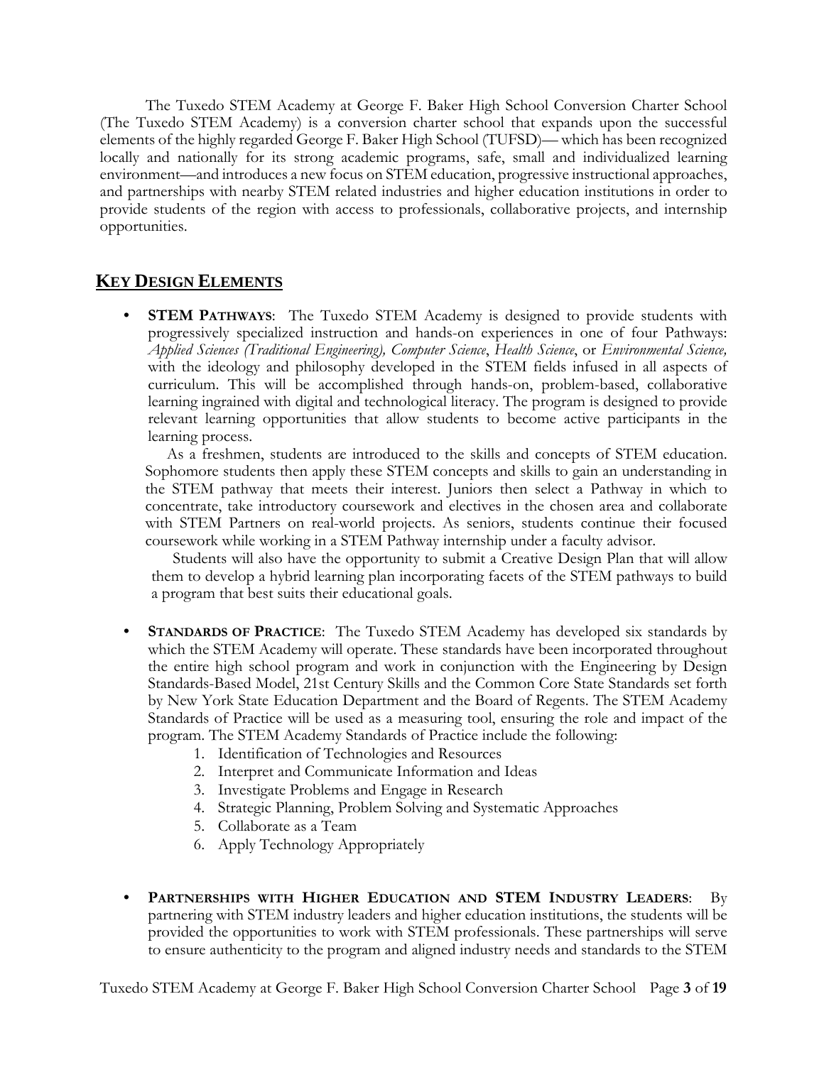The Tuxedo STEM Academy at George F. Baker High School Conversion Charter School (The Tuxedo STEM Academy) is a conversion charter school that expands upon the successful elements of the highly regarded George F. Baker High School (TUFSD)— which has been recognized locally and nationally for its strong academic programs, safe, small and individualized learning environment—and introduces a new focus on STEM education, progressive instructional approaches, and partnerships with nearby STEM related industries and higher education institutions in order to provide students of the region with access to professionals, collaborative projects, and internship opportunities.

## KEY DESIGN ELEMENTS

- **STEM PATHWAYS**: The Tuxedo STEM Academy is designed to provide students with progressively specialized instruction and hands-on experiences in one of four Pathways: *Applied Sciences (Traditional Engineering), Computer Science*, *Health Science*, or *Environmental Science,* with the ideology and philosophy developed in the STEM fields infused in all aspects of curriculum. This will be accomplished through hands-on, problem-based, collaborative learning ingrained with digital and technological literacy. The program is designed to provide relevant learning opportunities that allow students to become active participants in the learning process.

  As a freshmen, students are introduced to the skills and concepts of STEM education. Sophomore students then apply these STEM concepts and skills to gain an understanding in the STEM pathway that meets their interest. Juniors then select a Pathway in which to concentrate, take introductory coursework and electives in the chosen area and collaborate with STEM Partners on real-world projects. As seniors, students continue their focused coursework while working in a STEM Pathway internship under a faculty advisor.

  Students will also have the opportunity to submit a Creative Design Plan that will allow them to develop a hybrid learning plan incorporating facets of the STEM pathways to build a program that best suits their educational goals.

- **STANDARDS OF PRACTICE**: The Tuxedo STEM Academy has developed six standards by which the STEM Academy will operate. These standards have been incorporated throughout the entire high school program and work in conjunction with the Engineering by Design Standards-Based Model, 21st Century Skills and the Common Core State Standards set forth by New York State Education Department and the Board of Regents. The STEM Academy Standards of Practice will be used as a measuring tool, ensuring the role and impact of the program. The STEM Academy Standards of Practice include the following:
  1. Identification of Technologies and Resources
  2. Interpret and Communicate Information and Ideas
  3. Investigate Problems and Engage in Research
  4. Strategic Planning, Problem Solving and Systematic Approaches
  5. Collaborate as a Team
  6. Apply Technology Appropriately

- **PARTNERSHIPS WITH HIGHER EDUCATION AND STEM INDUSTRY LEADERS**: By partnering with STEM industry leaders and higher education institutions, the students will be provided the opportunities to work with STEM professionals. These partnerships will serve to ensure authenticity to the program and aligned industry needs and standards to the STEM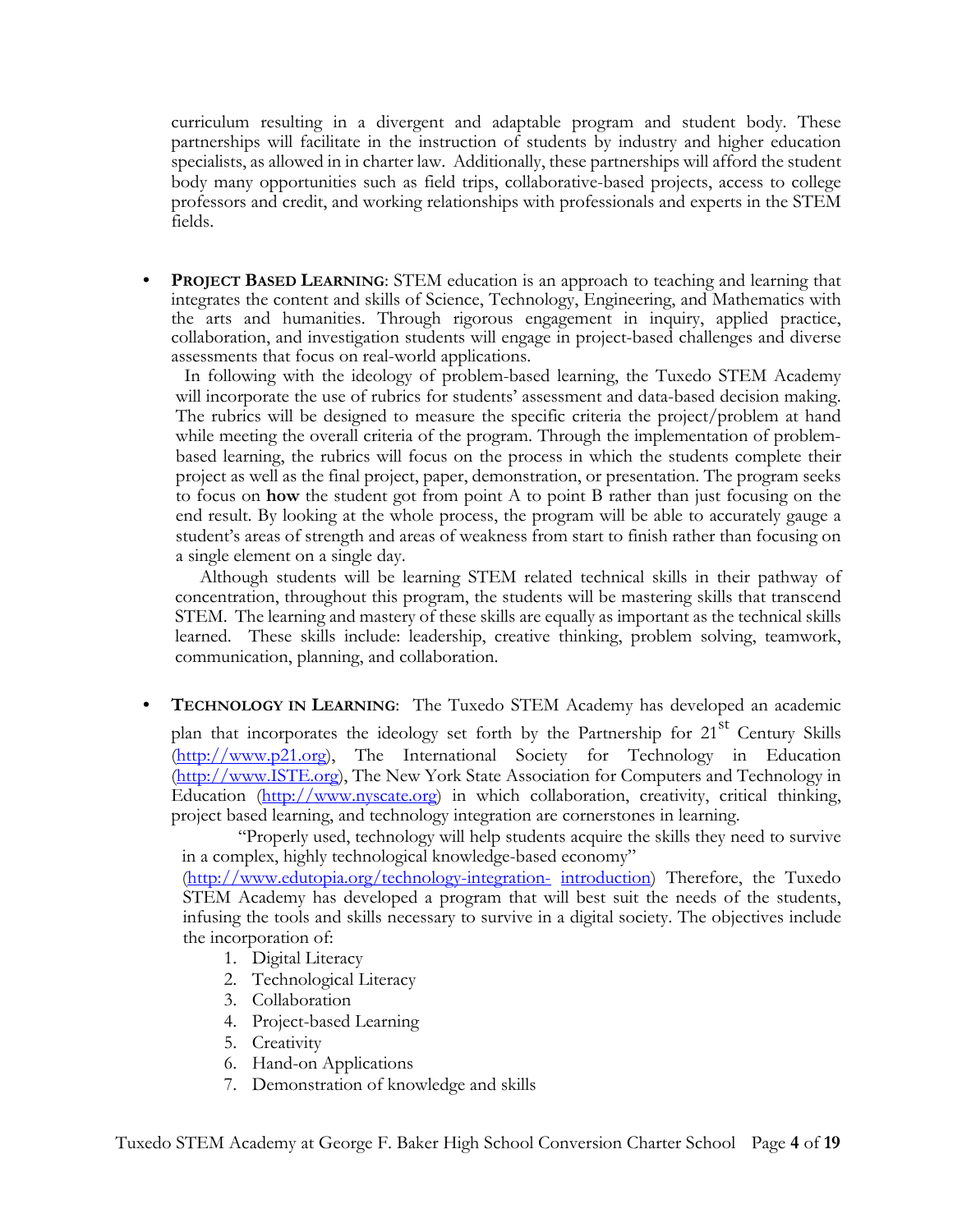curriculum resulting in a divergent and adaptable program and student body. These partnerships will facilitate in the instruction of students by industry and higher education specialists, as allowed in in charter law. Additionally, these partnerships will afford the student body many opportunities such as field trips, collaborative-based projects, access to college professors and credit, and working relationships with professionals and experts in the STEM fields.

- **PROJECT BASED LEARNING**: STEM education is an approach to teaching and learning that integrates the content and skills of Science, Technology, Engineering, and Mathematics with the arts and humanities. Through rigorous engagement in inquiry, applied practice, collaboration, and investigation students will engage in project-based challenges and diverse assessments that focus on real-world applications.

  In following with the ideology of problem-based learning, the Tuxedo STEM Academy will incorporate the use of rubrics for students' assessment and data-based decision making. The rubrics will be designed to measure the specific criteria the project/problem at hand while meeting the overall criteria of the program. Through the implementation of problem-based learning, the rubrics will focus on the process in which the students complete their project as well as the final project, paper, demonstration, or presentation. The program seeks to focus on **how** the student got from point A to point B rather than just focusing on the end result. By looking at the whole process, the program will be able to accurately gauge a student's areas of strength and areas of weakness from start to finish rather than focusing on a single element on a single day.

  Although students will be learning STEM related technical skills in their pathway of concentration, throughout this program, the students will be mastering skills that transcend STEM. The learning and mastery of these skills are equally as important as the technical skills learned. These skills include: leadership, creative thinking, problem solving, teamwork, communication, planning, and collaboration.

- **TECHNOLOGY IN LEARNING**: The Tuxedo STEM Academy has developed an academic plan that incorporates the ideology set forth by the Partnership for 21st Century Skills (http://www.p21.org), The International Society for Technology in Education (http://www.ISTE.org), The New York State Association for Computers and Technology in Education (http://www.nyscate.org) in which collaboration, creativity, critical thinking, project based learning, and technology integration are cornerstones in learning.

  "Properly used, technology will help students acquire the skills they need to survive in a complex, highly technological knowledge-based economy" (http://www.edutopia.org/technology-integration- introduction) Therefore, the Tuxedo STEM Academy has developed a program that will best suit the needs of the students, infusing the tools and skills necessary to survive in a digital society. The objectives include the incorporation of:

  1. Digital Literacy
  2. Technological Literacy
  3. Collaboration
  4. Project-based Learning
  5. Creativity
  6. Hand-on Applications
  7. Demonstration of knowledge and skills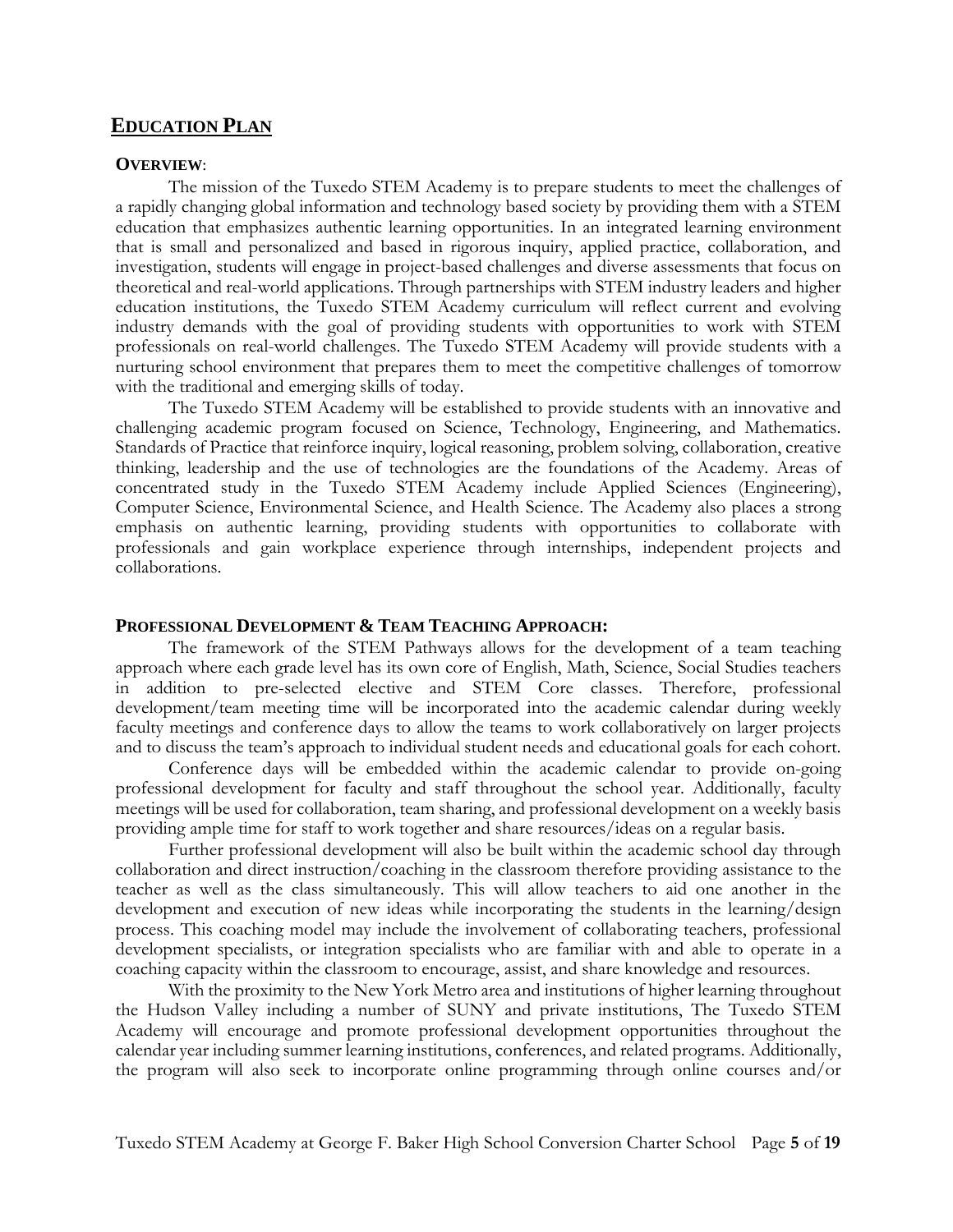## EDUCATION PLAN

### OVERVIEW:

The mission of the Tuxedo STEM Academy is to prepare students to meet the challenges of a rapidly changing global information and technology based society by providing them with a STEM education that emphasizes authentic learning opportunities. In an integrated learning environment that is small and personalized and based in rigorous inquiry, applied practice, collaboration, and investigation, students will engage in project-based challenges and diverse assessments that focus on theoretical and real-world applications. Through partnerships with STEM industry leaders and higher education institutions, the Tuxedo STEM Academy curriculum will reflect current and evolving industry demands with the goal of providing students with opportunities to work with STEM professionals on real-world challenges. The Tuxedo STEM Academy will provide students with a nurturing school environment that prepares them to meet the competitive challenges of tomorrow with the traditional and emerging skills of today.

The Tuxedo STEM Academy will be established to provide students with an innovative and challenging academic program focused on Science, Technology, Engineering, and Mathematics. Standards of Practice that reinforce inquiry, logical reasoning, problem solving, collaboration, creative thinking, leadership and the use of technologies are the foundations of the Academy. Areas of concentrated study in the Tuxedo STEM Academy include Applied Sciences (Engineering), Computer Science, Environmental Science, and Health Science. The Academy also places a strong emphasis on authentic learning, providing students with opportunities to collaborate with professionals and gain workplace experience through internships, independent projects and collaborations.

### PROFESSIONAL DEVELOPMENT & TEAM TEACHING APPROACH:

The framework of the STEM Pathways allows for the development of a team teaching approach where each grade level has its own core of English, Math, Science, Social Studies teachers in addition to pre-selected elective and STEM Core classes. Therefore, professional development/team meeting time will be incorporated into the academic calendar during weekly faculty meetings and conference days to allow the teams to work collaboratively on larger projects and to discuss the team's approach to individual student needs and educational goals for each cohort.

Conference days will be embedded within the academic calendar to provide on-going professional development for faculty and staff throughout the school year. Additionally, faculty meetings will be used for collaboration, team sharing, and professional development on a weekly basis providing ample time for staff to work together and share resources/ideas on a regular basis.

Further professional development will also be built within the academic school day through collaboration and direct instruction/coaching in the classroom therefore providing assistance to the teacher as well as the class simultaneously. This will allow teachers to aid one another in the development and execution of new ideas while incorporating the students in the learning/design process. This coaching model may include the involvement of collaborating teachers, professional development specialists, or integration specialists who are familiar with and able to operate in a coaching capacity within the classroom to encourage, assist, and share knowledge and resources.

With the proximity to the New York Metro area and institutions of higher learning throughout the Hudson Valley including a number of SUNY and private institutions, The Tuxedo STEM Academy will encourage and promote professional development opportunities throughout the calendar year including summer learning institutions, conferences, and related programs. Additionally, the program will also seek to incorporate online programming through online courses and/or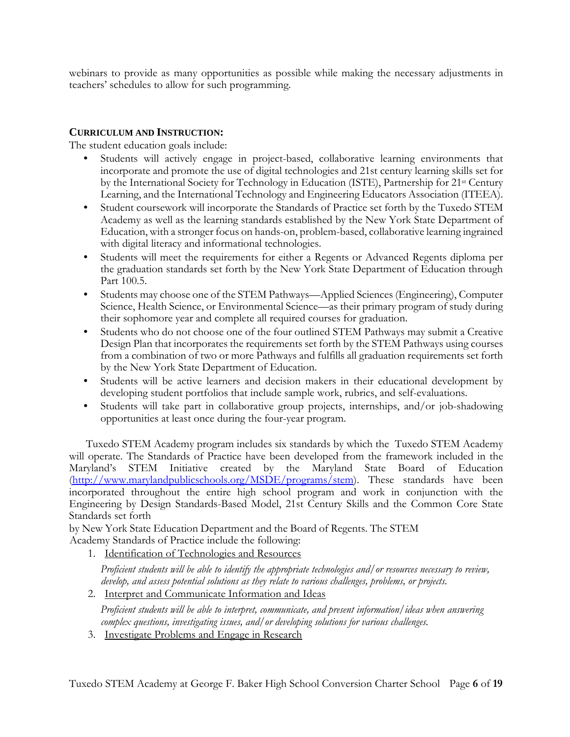webinars to provide as many opportunities as possible while making the necessary adjustments in teachers' schedules to allow for such programming.

## CURRICULUM AND INSTRUCTION:

The student education goals include:

- Students will actively engage in project-based, collaborative learning environments that incorporate and promote the use of digital technologies and 21st century learning skills set for by the International Society for Technology in Education (ISTE), Partnership for 21st Century Learning, and the International Technology and Engineering Educators Association (ITEEA).
- Student coursework will incorporate the Standards of Practice set forth by the Tuxedo STEM Academy as well as the learning standards established by the New York State Department of Education, with a stronger focus on hands-on, problem-based, collaborative learning ingrained with digital literacy and informational technologies.
- Students will meet the requirements for either a Regents or Advanced Regents diploma per the graduation standards set forth by the New York State Department of Education through Part 100.5.
- Students may choose one of the STEM Pathways—Applied Sciences (Engineering), Computer Science, Health Science, or Environmental Science—as their primary program of study during their sophomore year and complete all required courses for graduation.
- Students who do not choose one of the four outlined STEM Pathways may submit a Creative Design Plan that incorporates the requirements set forth by the STEM Pathways using courses from a combination of two or more Pathways and fulfills all graduation requirements set forth by the New York State Department of Education.
- Students will be active learners and decision makers in their educational development by developing student portfolios that include sample work, rubrics, and self-evaluations.
- Students will take part in collaborative group projects, internships, and/or job-shadowing opportunities at least once during the four-year program.

Tuxedo STEM Academy program includes six standards by which the Tuxedo STEM Academy will operate. The Standards of Practice have been developed from the framework included in the Maryland's STEM Initiative created by the Maryland State Board of Education (http://www.marylandpublicschools.org/MSDE/programs/stem). These standards have been incorporated throughout the entire high school program and work in conjunction with the Engineering by Design Standards-Based Model, 21st Century Skills and the Common Core State Standards set forth by New York State Education Department and the Board of Regents. The STEM Academy Standards of Practice include the following:

1. Identification of Technologies and Resources

   *Proficient students will be able to identify the appropriate technologies and/or resources necessary to review, develop, and assess potential solutions as they relate to various challenges, problems, or projects.*

2. Interpret and Communicate Information and Ideas

   *Proficient students will be able to interpret, communicate, and present information/ideas when answering complex questions, investigating issues, and/or developing solutions for various challenges.*

3. Investigate Problems and Engage in Research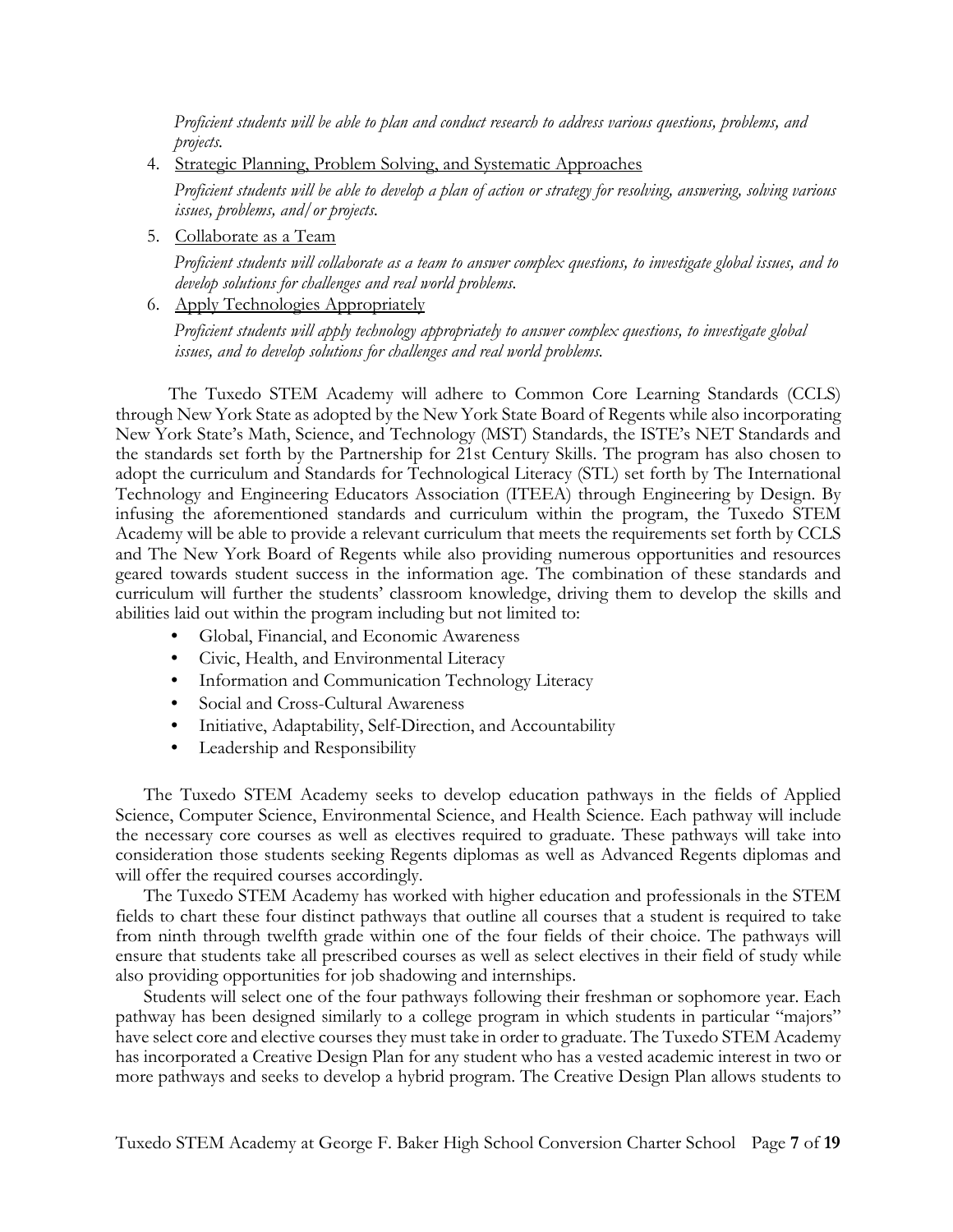*Proficient students will be able to plan and conduct research to address various questions, problems, and projects.*

4. Strategic Planning, Problem Solving, and Systematic Approaches

   *Proficient students will be able to develop a plan of action or strategy for resolving, answering, solving various issues, problems, and/or projects.*

5. Collaborate as a Team

   *Proficient students will collaborate as a team to answer complex questions, to investigate global issues, and to develop solutions for challenges and real world problems.*

6. Apply Technologies Appropriately

   *Proficient students will apply technology appropriately to answer complex questions, to investigate global issues, and to develop solutions for challenges and real world problems.*

The Tuxedo STEM Academy will adhere to Common Core Learning Standards (CCLS) through New York State as adopted by the New York State Board of Regents while also incorporating New York State's Math, Science, and Technology (MST) Standards, the ISTE's NET Standards and the standards set forth by the Partnership for 21st Century Skills. The program has also chosen to adopt the curriculum and Standards for Technological Literacy (STL) set forth by The International Technology and Engineering Educators Association (ITEEA) through Engineering by Design. By infusing the aforementioned standards and curriculum within the program, the Tuxedo STEM Academy will be able to provide a relevant curriculum that meets the requirements set forth by CCLS and The New York Board of Regents while also providing numerous opportunities and resources geared towards student success in the information age. The combination of these standards and curriculum will further the students' classroom knowledge, driving them to develop the skills and abilities laid out within the program including but not limited to:

- Global, Financial, and Economic Awareness
- Civic, Health, and Environmental Literacy
- Information and Communication Technology Literacy
- Social and Cross-Cultural Awareness
- Initiative, Adaptability, Self-Direction, and Accountability
- Leadership and Responsibility

The Tuxedo STEM Academy seeks to develop education pathways in the fields of Applied Science, Computer Science, Environmental Science, and Health Science. Each pathway will include the necessary core courses as well as electives required to graduate. These pathways will take into consideration those students seeking Regents diplomas as well as Advanced Regents diplomas and will offer the required courses accordingly.

The Tuxedo STEM Academy has worked with higher education and professionals in the STEM fields to chart these four distinct pathways that outline all courses that a student is required to take from ninth through twelfth grade within one of the four fields of their choice. The pathways will ensure that students take all prescribed courses as well as select electives in their field of study while also providing opportunities for job shadowing and internships.

Students will select one of the four pathways following their freshman or sophomore year. Each pathway has been designed similarly to a college program in which students in particular "majors" have select core and elective courses they must take in order to graduate. The Tuxedo STEM Academy has incorporated a Creative Design Plan for any student who has a vested academic interest in two or more pathways and seeks to develop a hybrid program. The Creative Design Plan allows students to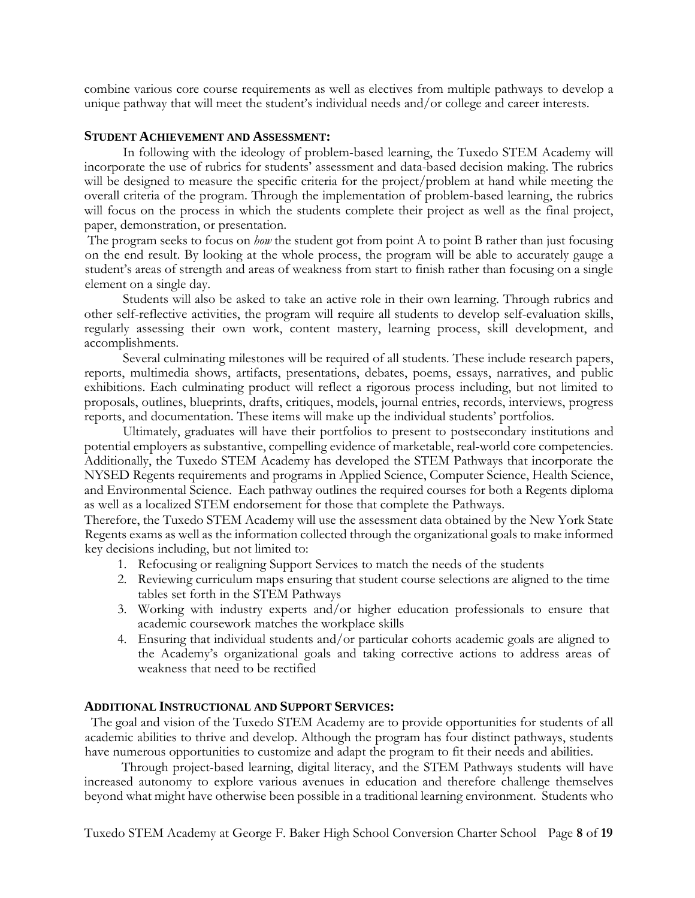combine various core course requirements as well as electives from multiple pathways to develop a unique pathway that will meet the student's individual needs and/or college and career interests.

## STUDENT ACHIEVEMENT AND ASSESSMENT:

In following with the ideology of problem-based learning, the Tuxedo STEM Academy will incorporate the use of rubrics for students' assessment and data-based decision making. The rubrics will be designed to measure the specific criteria for the project/problem at hand while meeting the overall criteria of the program. Through the implementation of problem-based learning, the rubrics will focus on the process in which the students complete their project as well as the final project, paper, demonstration, or presentation.

The program seeks to focus on *how* the student got from point A to point B rather than just focusing on the end result. By looking at the whole process, the program will be able to accurately gauge a student's areas of strength and areas of weakness from start to finish rather than focusing on a single element on a single day.

Students will also be asked to take an active role in their own learning. Through rubrics and other self-reflective activities, the program will require all students to develop self-evaluation skills, regularly assessing their own work, content mastery, learning process, skill development, and accomplishments.

Several culminating milestones will be required of all students. These include research papers, reports, multimedia shows, artifacts, presentations, debates, poems, essays, narratives, and public exhibitions. Each culminating product will reflect a rigorous process including, but not limited to proposals, outlines, blueprints, drafts, critiques, models, journal entries, records, interviews, progress reports, and documentation. These items will make up the individual students' portfolios.

Ultimately, graduates will have their portfolios to present to postsecondary institutions and potential employers as substantive, compelling evidence of marketable, real-world core competencies. Additionally, the Tuxedo STEM Academy has developed the STEM Pathways that incorporate the NYSED Regents requirements and programs in Applied Science, Computer Science, Health Science, and Environmental Science. Each pathway outlines the required courses for both a Regents diploma as well as a localized STEM endorsement for those that complete the Pathways.

Therefore, the Tuxedo STEM Academy will use the assessment data obtained by the New York State Regents exams as well as the information collected through the organizational goals to make informed key decisions including, but not limited to:

1. Refocusing or realigning Support Services to match the needs of the students
2. Reviewing curriculum maps ensuring that student course selections are aligned to the time tables set forth in the STEM Pathways
3. Working with industry experts and/or higher education professionals to ensure that academic coursework matches the workplace skills
4. Ensuring that individual students and/or particular cohorts academic goals are aligned to the Academy's organizational goals and taking corrective actions to address areas of weakness that need to be rectified

## ADDITIONAL INSTRUCTIONAL AND SUPPORT SERVICES:

The goal and vision of the Tuxedo STEM Academy are to provide opportunities for students of all academic abilities to thrive and develop. Although the program has four distinct pathways, students have numerous opportunities to customize and adapt the program to fit their needs and abilities.

Through project-based learning, digital literacy, and the STEM Pathways students will have increased autonomy to explore various avenues in education and therefore challenge themselves beyond what might have otherwise been possible in a traditional learning environment. Students who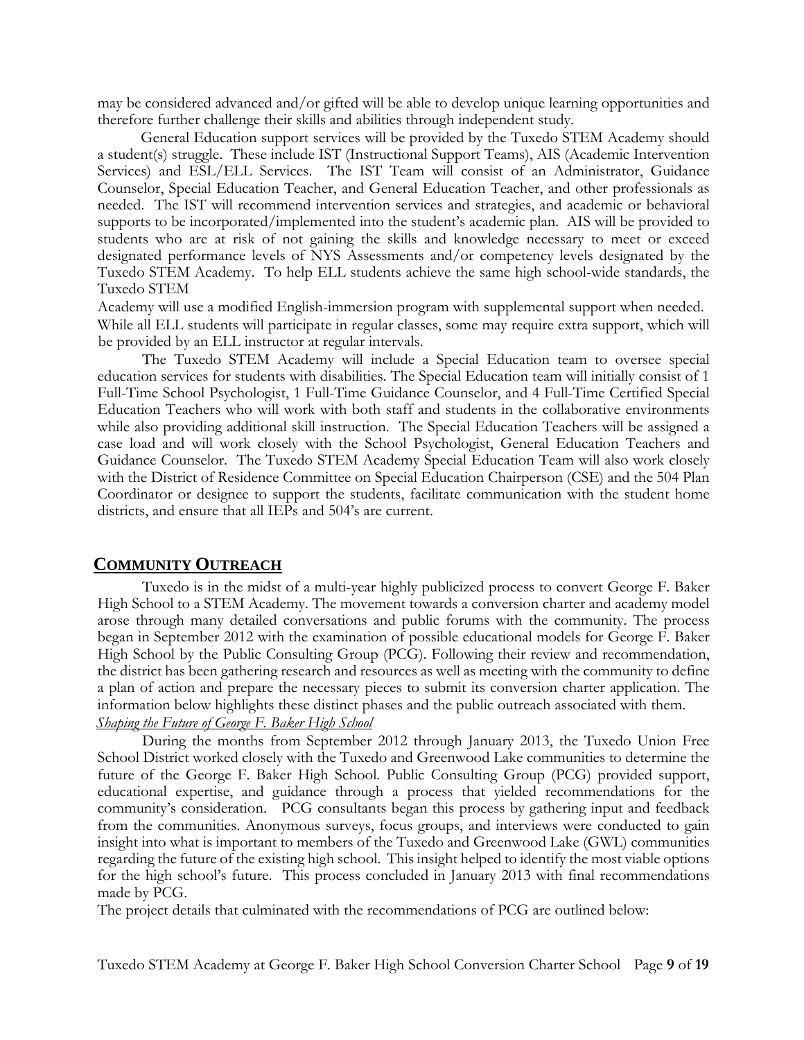may be considered advanced and/or gifted will be able to develop unique learning opportunities and therefore further challenge their skills and abilities through independent study.

General Education support services will be provided by the Tuxedo STEM Academy should a student(s) struggle. These include IST (Instructional Support Teams), AIS (Academic Intervention Services) and ESL/ELL Services. The IST Team will consist of an Administrator, Guidance Counselor, Special Education Teacher, and General Education Teacher, and other professionals as needed. The IST will recommend intervention services and strategies, and academic or behavioral supports to be incorporated/implemented into the student's academic plan. AIS will be provided to students who are at risk of not gaining the skills and knowledge necessary to meet or exceed designated performance levels of NYS Assessments and/or competency levels designated by the Tuxedo STEM Academy. To help ELL students achieve the same high school-wide standards, the Tuxedo STEM Academy will use a modified English-immersion program with supplemental support when needed. While all ELL students will participate in regular classes, some may require extra support, which will be provided by an ELL instructor at regular intervals.

The Tuxedo STEM Academy will include a Special Education team to oversee special education services for students with disabilities. The Special Education team will initially consist of 1 Full-Time School Psychologist, 1 Full-Time Guidance Counselor, and 4 Full-Time Certified Special Education Teachers who will work with both staff and students in the collaborative environments while also providing additional skill instruction. The Special Education Teachers will be assigned a case load and will work closely with the School Psychologist, General Education Teachers and Guidance Counselor. The Tuxedo STEM Academy Special Education Team will also work closely with the District of Residence Committee on Special Education Chairperson (CSE) and the 504 Plan Coordinator or designee to support the students, facilitate communication with the student home districts, and ensure that all IEPs and 504's are current.

## COMMUNITY OUTREACH

Tuxedo is in the midst of a multi-year highly publicized process to convert George F. Baker High School to a STEM Academy. The movement towards a conversion charter and academy model arose through many detailed conversations and public forums with the community. The process began in September 2012 with the examination of possible educational models for George F. Baker High School by the Public Consulting Group (PCG). Following their review and recommendation, the district has been gathering research and resources as well as meeting with the community to define a plan of action and prepare the necessary pieces to submit its conversion charter application. The information below highlights these distinct phases and the public outreach associated with them.

*Shaping the Future of George F. Baker High School*

During the months from September 2012 through January 2013, the Tuxedo Union Free School District worked closely with the Tuxedo and Greenwood Lake communities to determine the future of the George F. Baker High School. Public Consulting Group (PCG) provided support, educational expertise, and guidance through a process that yielded recommendations for the community's consideration. PCG consultants began this process by gathering input and feedback from the communities. Anonymous surveys, focus groups, and interviews were conducted to gain insight into what is important to members of the Tuxedo and Greenwood Lake (GWL) communities regarding the future of the existing high school. This insight helped to identify the most viable options for the high school's future. This process concluded in January 2013 with final recommendations made by PCG.

The project details that culminated with the recommendations of PCG are outlined below: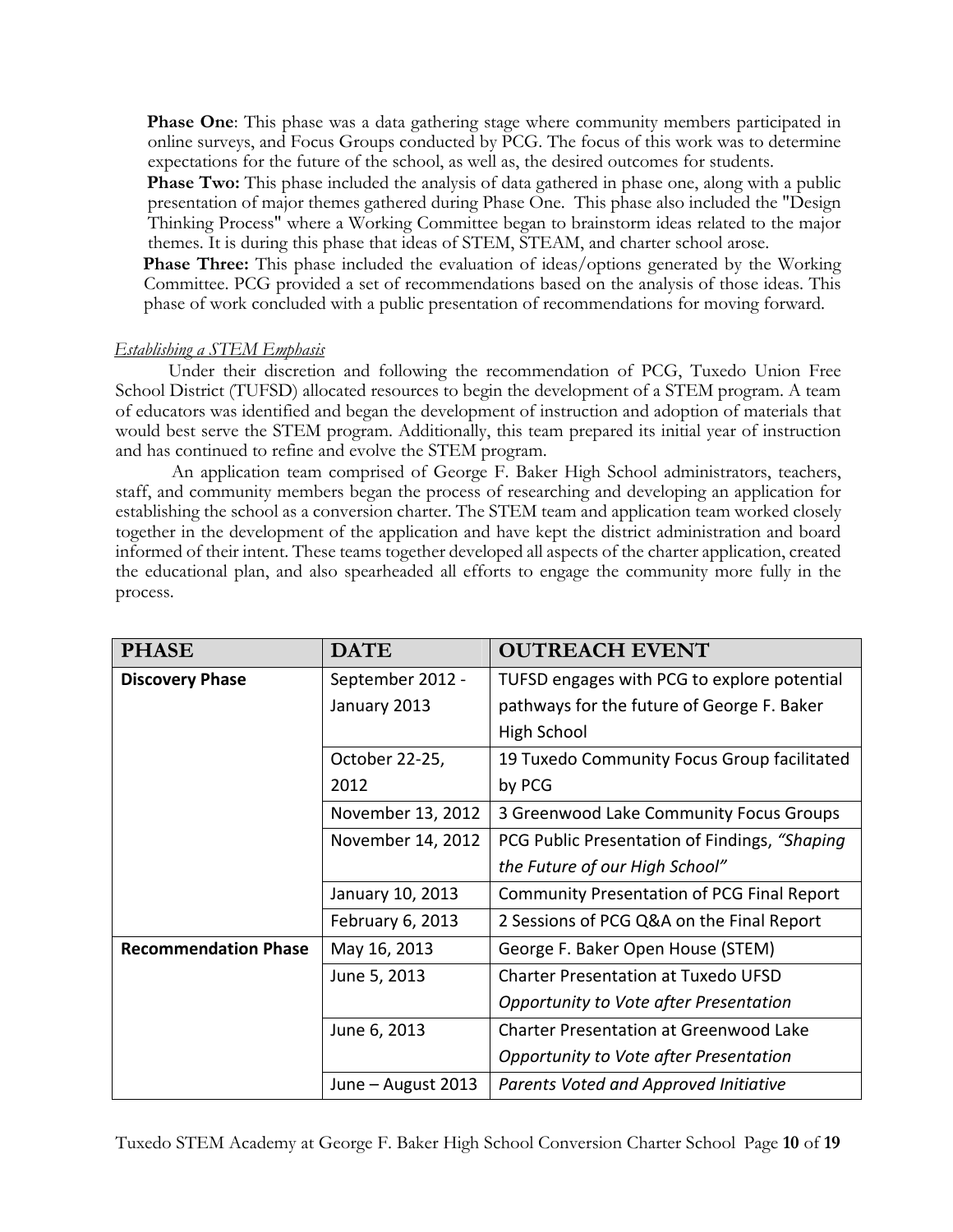**Phase One**: This phase was a data gathering stage where community members participated in online surveys, and Focus Groups conducted by PCG. The focus of this work was to determine expectations for the future of the school, as well as, the desired outcomes for students.

**Phase Two:** This phase included the analysis of data gathered in phase one, along with a public presentation of major themes gathered during Phase One. This phase also included the "Design Thinking Process" where a Working Committee began to brainstorm ideas related to the major themes. It is during this phase that ideas of STEM, STEAM, and charter school arose.

**Phase Three:** This phase included the evaluation of ideas/options generated by the Working Committee. PCG provided a set of recommendations based on the analysis of those ideas. This phase of work concluded with a public presentation of recommendations for moving forward.

*Establishing a STEM Emphasis*

Under their discretion and following the recommendation of PCG, Tuxedo Union Free School District (TUFSD) allocated resources to begin the development of a STEM program. A team of educators was identified and began the development of instruction and adoption of materials that would best serve the STEM program. Additionally, this team prepared its initial year of instruction and has continued to refine and evolve the STEM program.

An application team comprised of George F. Baker High School administrators, teachers, staff, and community members began the process of researching and developing an application for establishing the school as a conversion charter. The STEM team and application team worked closely together in the development of the application and have kept the district administration and board informed of their intent. These teams together developed all aspects of the charter application, created the educational plan, and also spearheaded all efforts to engage the community more fully in the process.

| PHASE | DATE | OUTREACH EVENT |
|---|---|---|
| **Discovery Phase** | September 2012 - January 2013 | TUFSD engages with PCG to explore potential pathways for the future of George F. Baker High School |
| | October 22-25, 2012 | 19 Tuxedo Community Focus Group facilitated by PCG |
| | November 13, 2012 | 3 Greenwood Lake Community Focus Groups |
| | November 14, 2012 | PCG Public Presentation of Findings, *"Shaping the Future of our High School"* |
| | January 10, 2013 | Community Presentation of PCG Final Report |
| | February 6, 2013 | 2 Sessions of PCG Q&A on the Final Report |
| **Recommendation Phase** | May 16, 2013 | George F. Baker Open House (STEM) |
| | June 5, 2013 | Charter Presentation at Tuxedo UFSD *Opportunity to Vote after Presentation* |
| | June 6, 2013 | Charter Presentation at Greenwood Lake *Opportunity to Vote after Presentation* |
| | June – August 2013 | *Parents Voted and Approved Initiative* |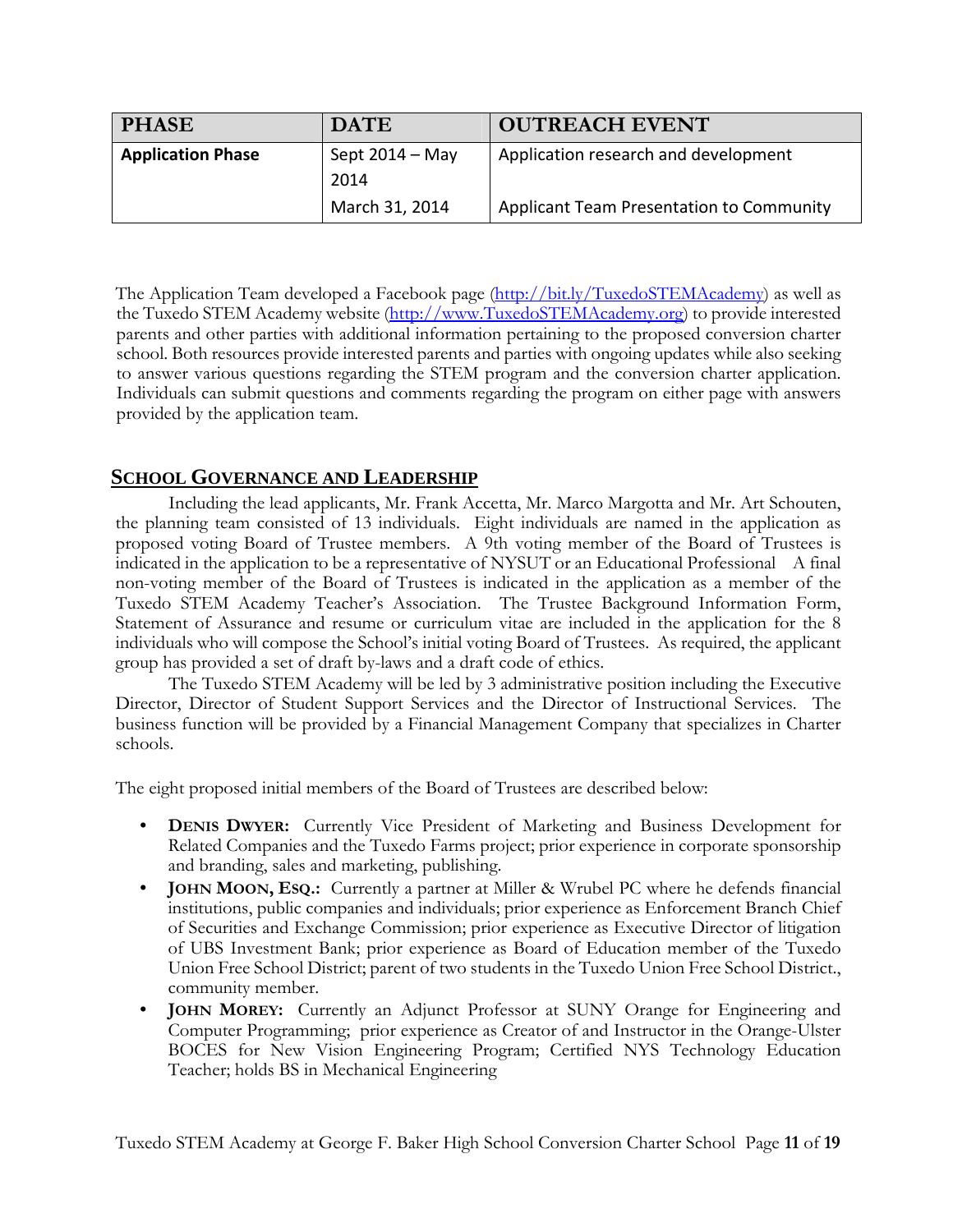| PHASE | DATE | OUTREACH EVENT |
| --- | --- | --- |
| **Application Phase** | Sept 2014 – May 2014 | Application research and development |
| | March 31, 2014 | Applicant Team Presentation to Community |

The Application Team developed a Facebook page (http://bit.ly/TuxedoSTEMAcademy) as well as the Tuxedo STEM Academy website (http://www.TuxedoSTEMAcademy.org) to provide interested parents and other parties with additional information pertaining to the proposed conversion charter school. Both resources provide interested parents and parties with ongoing updates while also seeking to answer various questions regarding the STEM program and the conversion charter application. Individuals can submit questions and comments regarding the program on either page with answers provided by the application team.

## SCHOOL GOVERNANCE AND LEADERSHIP

Including the lead applicants, Mr. Frank Accetta, Mr. Marco Margotta and Mr. Art Schouten, the planning team consisted of 13 individuals. Eight individuals are named in the application as proposed voting Board of Trustee members. A 9th voting member of the Board of Trustees is indicated in the application to be a representative of NYSUT or an Educational Professional A final non-voting member of the Board of Trustees is indicated in the application as a member of the Tuxedo STEM Academy Teacher's Association. The Trustee Background Information Form, Statement of Assurance and resume or curriculum vitae are included in the application for the 8 individuals who will compose the School's initial voting Board of Trustees. As required, the applicant group has provided a set of draft by-laws and a draft code of ethics.

The Tuxedo STEM Academy will be led by 3 administrative position including the Executive Director, Director of Student Support Services and the Director of Instructional Services. The business function will be provided by a Financial Management Company that specializes in Charter schools.

The eight proposed initial members of the Board of Trustees are described below:

- **DENIS DWYER:** Currently Vice President of Marketing and Business Development for Related Companies and the Tuxedo Farms project; prior experience in corporate sponsorship and branding, sales and marketing, publishing.
- **JOHN MOON, ESQ.:** Currently a partner at Miller & Wrubel PC where he defends financial institutions, public companies and individuals; prior experience as Enforcement Branch Chief of Securities and Exchange Commission; prior experience as Executive Director of litigation of UBS Investment Bank; prior experience as Board of Education member of the Tuxedo Union Free School District; parent of two students in the Tuxedo Union Free School District., community member.
- **JOHN MOREY:** Currently an Adjunct Professor at SUNY Orange for Engineering and Computer Programming; prior experience as Creator of and Instructor in the Orange-Ulster BOCES for New Vision Engineering Program; Certified NYS Technology Education Teacher; holds BS in Mechanical Engineering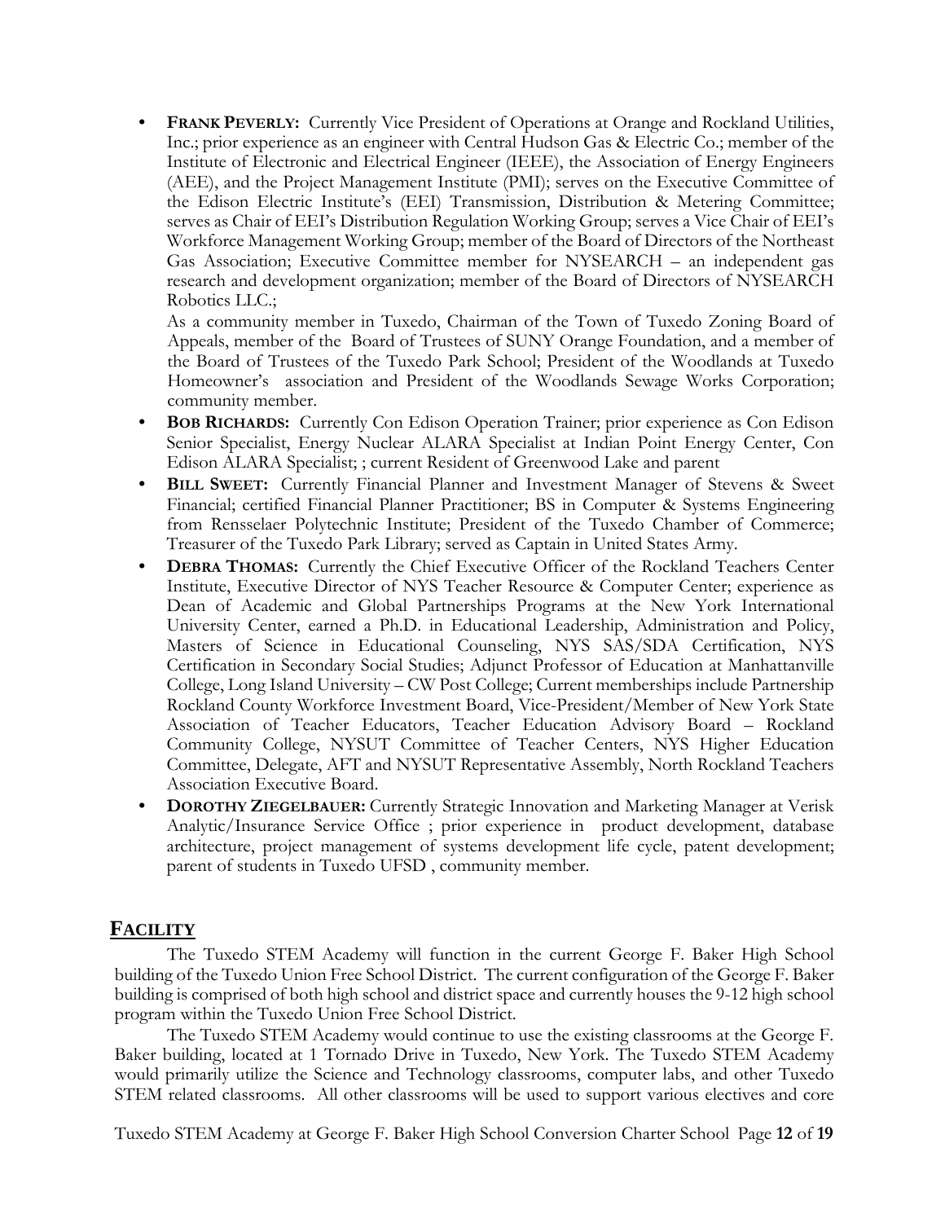- **FRANK PEVERLY:** Currently Vice President of Operations at Orange and Rockland Utilities, Inc.; prior experience as an engineer with Central Hudson Gas & Electric Co.; member of the Institute of Electronic and Electrical Engineer (IEEE), the Association of Energy Engineers (AEE), and the Project Management Institute (PMI); serves on the Executive Committee of the Edison Electric Institute's (EEI) Transmission, Distribution & Metering Committee; serves as Chair of EEI's Distribution Regulation Working Group; serves a Vice Chair of EEI's Workforce Management Working Group; member of the Board of Directors of the Northeast Gas Association; Executive Committee member for NYSEARCH – an independent gas research and development organization; member of the Board of Directors of NYSEARCH Robotics LLC.;

  As a community member in Tuxedo, Chairman of the Town of Tuxedo Zoning Board of Appeals, member of the Board of Trustees of SUNY Orange Foundation, and a member of the Board of Trustees of the Tuxedo Park School; President of the Woodlands at Tuxedo Homeowner's association and President of the Woodlands Sewage Works Corporation; community member.
- **BOB RICHARDS:** Currently Con Edison Operation Trainer; prior experience as Con Edison Senior Specialist, Energy Nuclear ALARA Specialist at Indian Point Energy Center, Con Edison ALARA Specialist; ; current Resident of Greenwood Lake and parent
- **BILL SWEET:** Currently Financial Planner and Investment Manager of Stevens & Sweet Financial; certified Financial Planner Practitioner; BS in Computer & Systems Engineering from Rensselaer Polytechnic Institute; President of the Tuxedo Chamber of Commerce; Treasurer of the Tuxedo Park Library; served as Captain in United States Army.
- **DEBRA THOMAS:** Currently the Chief Executive Officer of the Rockland Teachers Center Institute, Executive Director of NYS Teacher Resource & Computer Center; experience as Dean of Academic and Global Partnerships Programs at the New York International University Center, earned a Ph.D. in Educational Leadership, Administration and Policy, Masters of Science in Educational Counseling, NYS SAS/SDA Certification, NYS Certification in Secondary Social Studies; Adjunct Professor of Education at Manhattanville College, Long Island University – CW Post College; Current memberships include Partnership Rockland County Workforce Investment Board, Vice-President/Member of New York State Association of Teacher Educators, Teacher Education Advisory Board – Rockland Community College, NYSUT Committee of Teacher Centers, NYS Higher Education Committee, Delegate, AFT and NYSUT Representative Assembly, North Rockland Teachers Association Executive Board.
- **DOROTHY ZIEGELBAUER:** Currently Strategic Innovation and Marketing Manager at Verisk Analytic/Insurance Service Office ; prior experience in product development, database architecture, project management of systems development life cycle, patent development; parent of students in Tuxedo UFSD , community member.

## FACILITY

The Tuxedo STEM Academy will function in the current George F. Baker High School building of the Tuxedo Union Free School District. The current configuration of the George F. Baker building is comprised of both high school and district space and currently houses the 9-12 high school program within the Tuxedo Union Free School District.

The Tuxedo STEM Academy would continue to use the existing classrooms at the George F. Baker building, located at 1 Tornado Drive in Tuxedo, New York. The Tuxedo STEM Academy would primarily utilize the Science and Technology classrooms, computer labs, and other Tuxedo STEM related classrooms. All other classrooms will be used to support various electives and core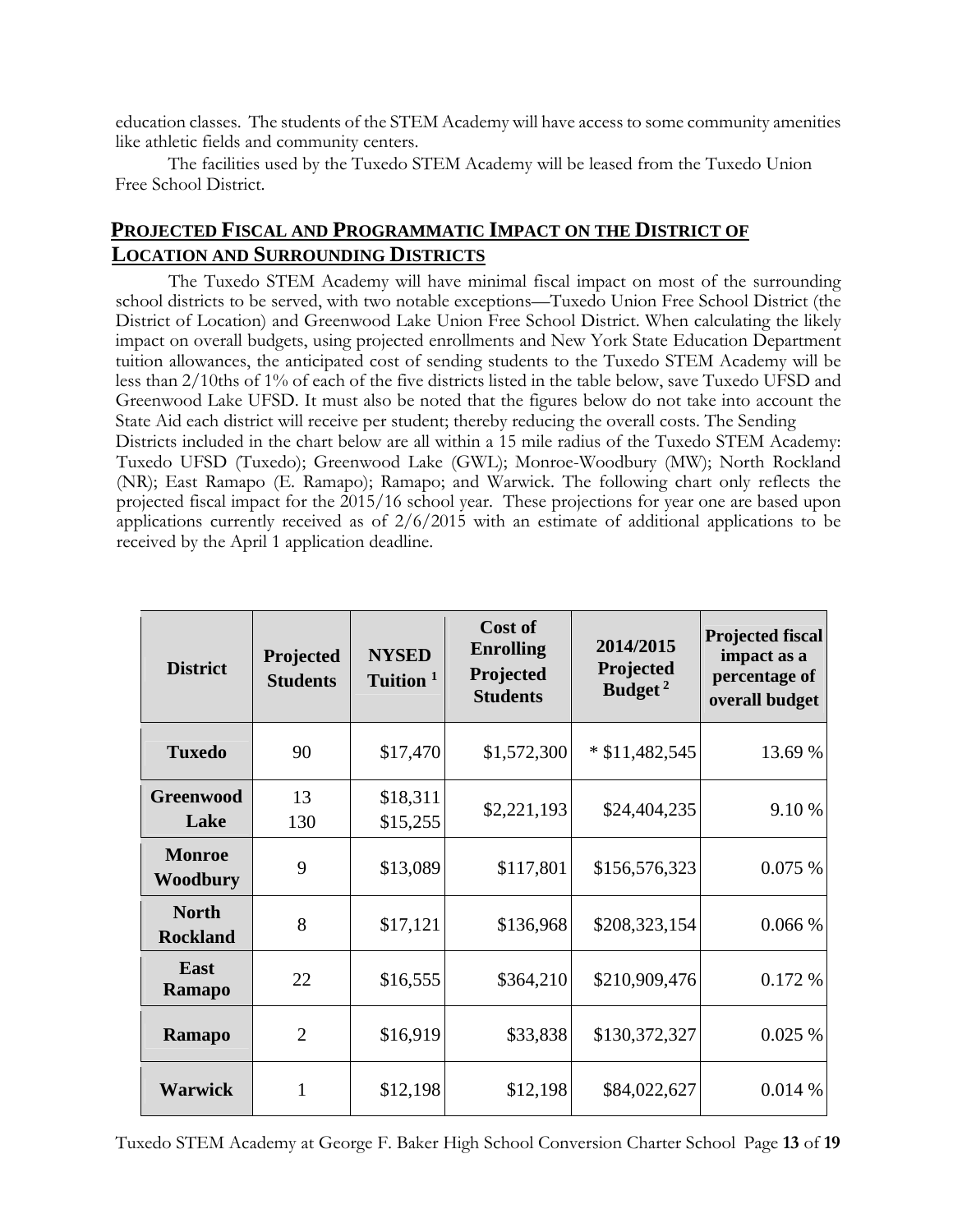education classes. The students of the STEM Academy will have access to some community amenities like athletic fields and community centers.

The facilities used by the Tuxedo STEM Academy will be leased from the Tuxedo Union Free School District.

## PROJECTED FISCAL AND PROGRAMMATIC IMPACT ON THE DISTRICT OF LOCATION AND SURROUNDING DISTRICTS

The Tuxedo STEM Academy will have minimal fiscal impact on most of the surrounding school districts to be served, with two notable exceptions—Tuxedo Union Free School District (the District of Location) and Greenwood Lake Union Free School District. When calculating the likely impact on overall budgets, using projected enrollments and New York State Education Department tuition allowances, the anticipated cost of sending students to the Tuxedo STEM Academy will be less than 2/10ths of 1% of each of the five districts listed in the table below, save Tuxedo UFSD and Greenwood Lake UFSD. It must also be noted that the figures below do not take into account the State Aid each district will receive per student; thereby reducing the overall costs. The Sending Districts included in the chart below are all within a 15 mile radius of the Tuxedo STEM Academy: Tuxedo UFSD (Tuxedo); Greenwood Lake (GWL); Monroe-Woodbury (MW); North Rockland (NR); East Ramapo (E. Ramapo); Ramapo; and Warwick. The following chart only reflects the projected fiscal impact for the 2015/16 school year. These projections for year one are based upon applications currently received as of 2/6/2015 with an estimate of additional applications to be received by the April 1 application deadline.

| District | Projected Students | NYSED Tuition [1] | Cost of Enrolling Projected Students | 2014/2015 Projected Budget [2] | Projected fiscal impact as a percentage of overall budget |
|---|---|---|---|---|---|
| **Tuxedo** | 90 | $17,470 | $1,572,300 | * $11,482,545 | 13.69 % |
| **Greenwood Lake** | 13<br>130 | $18,311<br>$15,255 | $2,221,193 | $24,404,235 | 9.10 % |
| **Monroe Woodbury** | 9 | $13,089 | $117,801 | $156,576,323 | 0.075 % |
| **North Rockland** | 8 | $17,121 | $136,968 | $208,323,154 | 0.066 % |
| **East Ramapo** | 22 | $16,555 | $364,210 | $210,909,476 | 0.172 % |
| **Ramapo** | 2 | $16,919 | $33,838 | $130,372,327 | 0.025 % |
| **Warwick** | 1 | $12,198 | $12,198 | $84,022,627 | 0.014 % |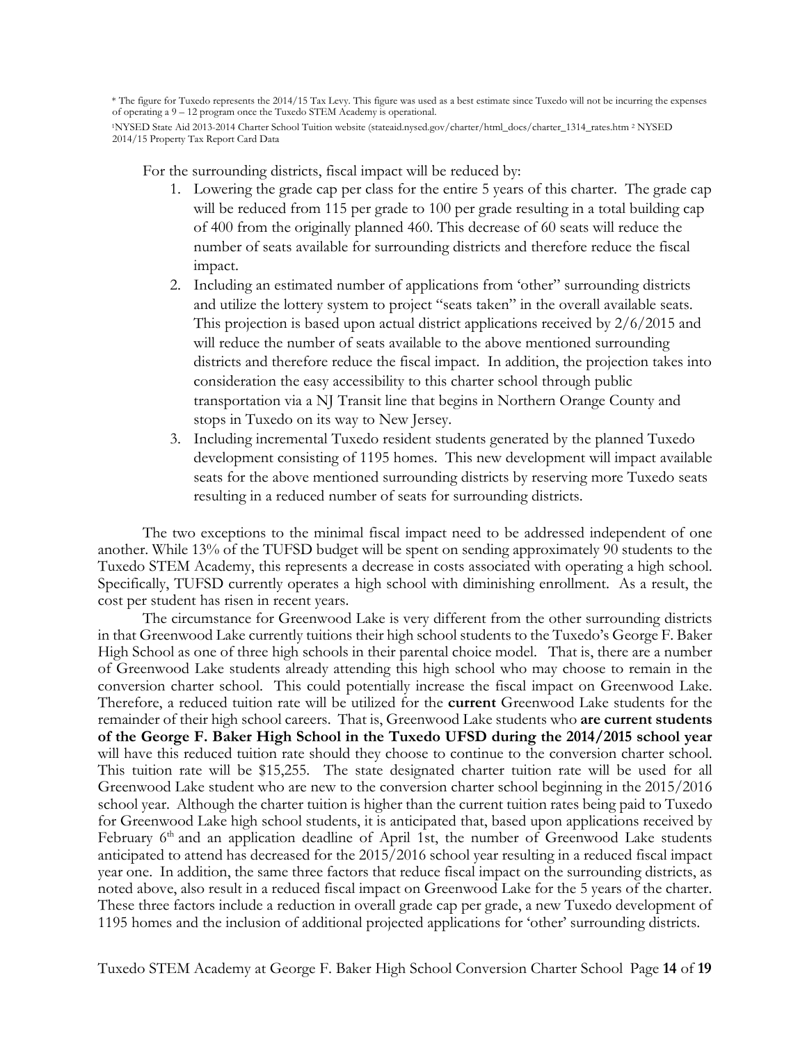* The figure for Tuxedo represents the 2014/15 Tax Levy. This figure was used as a best estimate since Tuxedo will not be incurring the expenses of operating a 9 – 12 program once the Tuxedo STEM Academy is operational.

[1]NYSED State Aid 2013-2014 Charter School Tuition website (stateaid.nysed.gov/charter/html_docs/charter_1314_rates.htm [2] NYSED 2014/15 Property Tax Report Card Data

For the surrounding districts, fiscal impact will be reduced by:

1. Lowering the grade cap per class for the entire 5 years of this charter. The grade cap will be reduced from 115 per grade to 100 per grade resulting in a total building cap of 400 from the originally planned 460. This decrease of 60 seats will reduce the number of seats available for surrounding districts and therefore reduce the fiscal impact.
2. Including an estimated number of applications from 'other" surrounding districts and utilize the lottery system to project "seats taken" in the overall available seats. This projection is based upon actual district applications received by 2/6/2015 and will reduce the number of seats available to the above mentioned surrounding districts and therefore reduce the fiscal impact. In addition, the projection takes into consideration the easy accessibility to this charter school through public transportation via a NJ Transit line that begins in Northern Orange County and stops in Tuxedo on its way to New Jersey.
3. Including incremental Tuxedo resident students generated by the planned Tuxedo development consisting of 1195 homes. This new development will impact available seats for the above mentioned surrounding districts by reserving more Tuxedo seats resulting in a reduced number of seats for surrounding districts.

The two exceptions to the minimal fiscal impact need to be addressed independent of one another. While 13% of the TUFSD budget will be spent on sending approximately 90 students to the Tuxedo STEM Academy, this represents a decrease in costs associated with operating a high school. Specifically, TUFSD currently operates a high school with diminishing enrollment. As a result, the cost per student has risen in recent years.

The circumstance for Greenwood Lake is very different from the other surrounding districts in that Greenwood Lake currently tuitions their high school students to the Tuxedo's George F. Baker High School as one of three high schools in their parental choice model. That is, there are a number of Greenwood Lake students already attending this high school who may choose to remain in the conversion charter school. This could potentially increase the fiscal impact on Greenwood Lake. Therefore, a reduced tuition rate will be utilized for the **current** Greenwood Lake students for the remainder of their high school careers. That is, Greenwood Lake students who **are current students of the George F. Baker High School in the Tuxedo UFSD during the 2014/2015 school year** will have this reduced tuition rate should they choose to continue to the conversion charter school. This tuition rate will be $15,255. The state designated charter tuition rate will be used for all Greenwood Lake student who are new to the conversion charter school beginning in the 2015/2016 school year. Although the charter tuition is higher than the current tuition rates being paid to Tuxedo for Greenwood Lake high school students, it is anticipated that, based upon applications received by February 6th and an application deadline of April 1st, the number of Greenwood Lake students anticipated to attend has decreased for the 2015/2016 school year resulting in a reduced fiscal impact year one. In addition, the same three factors that reduce fiscal impact on the surrounding districts, as noted above, also result in a reduced fiscal impact on Greenwood Lake for the 5 years of the charter. These three factors include a reduction in overall grade cap per grade, a new Tuxedo development of 1195 homes and the inclusion of additional projected applications for 'other' surrounding districts.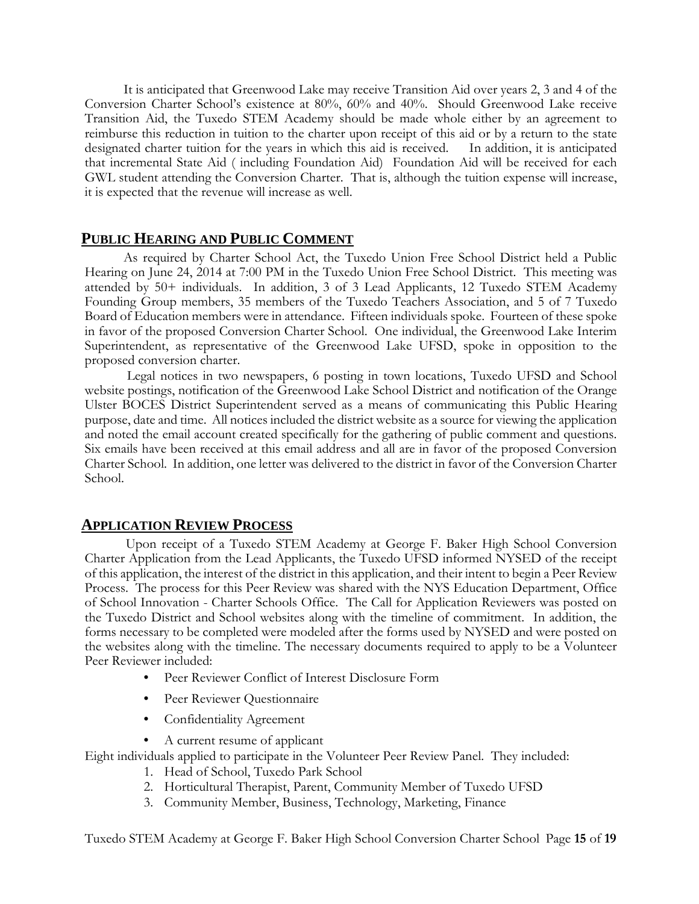It is anticipated that Greenwood Lake may receive Transition Aid over years 2, 3 and 4 of the Conversion Charter School's existence at 80%, 60% and 40%. Should Greenwood Lake receive Transition Aid, the Tuxedo STEM Academy should be made whole either by an agreement to reimburse this reduction in tuition to the charter upon receipt of this aid or by a return to the state designated charter tuition for the years in which this aid is received. In addition, it is anticipated that incremental State Aid ( including Foundation Aid) Foundation Aid will be received for each GWL student attending the Conversion Charter. That is, although the tuition expense will increase, it is expected that the revenue will increase as well.

## PUBLIC HEARING AND PUBLIC COMMENT

As required by Charter School Act, the Tuxedo Union Free School District held a Public Hearing on June 24, 2014 at 7:00 PM in the Tuxedo Union Free School District. This meeting was attended by 50+ individuals. In addition, 3 of 3 Lead Applicants, 12 Tuxedo STEM Academy Founding Group members, 35 members of the Tuxedo Teachers Association, and 5 of 7 Tuxedo Board of Education members were in attendance. Fifteen individuals spoke. Fourteen of these spoke in favor of the proposed Conversion Charter School. One individual, the Greenwood Lake Interim Superintendent, as representative of the Greenwood Lake UFSD, spoke in opposition to the proposed conversion charter.

Legal notices in two newspapers, 6 posting in town locations, Tuxedo UFSD and School website postings, notification of the Greenwood Lake School District and notification of the Orange Ulster BOCES District Superintendent served as a means of communicating this Public Hearing purpose, date and time. All notices included the district website as a source for viewing the application and noted the email account created specifically for the gathering of public comment and questions. Six emails have been received at this email address and all are in favor of the proposed Conversion Charter School. In addition, one letter was delivered to the district in favor of the Conversion Charter School.

## APPLICATION REVIEW PROCESS

Upon receipt of a Tuxedo STEM Academy at George F. Baker High School Conversion Charter Application from the Lead Applicants, the Tuxedo UFSD informed NYSED of the receipt of this application, the interest of the district in this application, and their intent to begin a Peer Review Process. The process for this Peer Review was shared with the NYS Education Department, Office of School Innovation - Charter Schools Office. The Call for Application Reviewers was posted on the Tuxedo District and School websites along with the timeline of commitment. In addition, the forms necessary to be completed were modeled after the forms used by NYSED and were posted on the websites along with the timeline. The necessary documents required to apply to be a Volunteer Peer Reviewer included:

- Peer Reviewer Conflict of Interest Disclosure Form
- Peer Reviewer Questionnaire
- Confidentiality Agreement
- A current resume of applicant

Eight individuals applied to participate in the Volunteer Peer Review Panel. They included:

1. Head of School, Tuxedo Park School
2. Horticultural Therapist, Parent, Community Member of Tuxedo UFSD
3. Community Member, Business, Technology, Marketing, Finance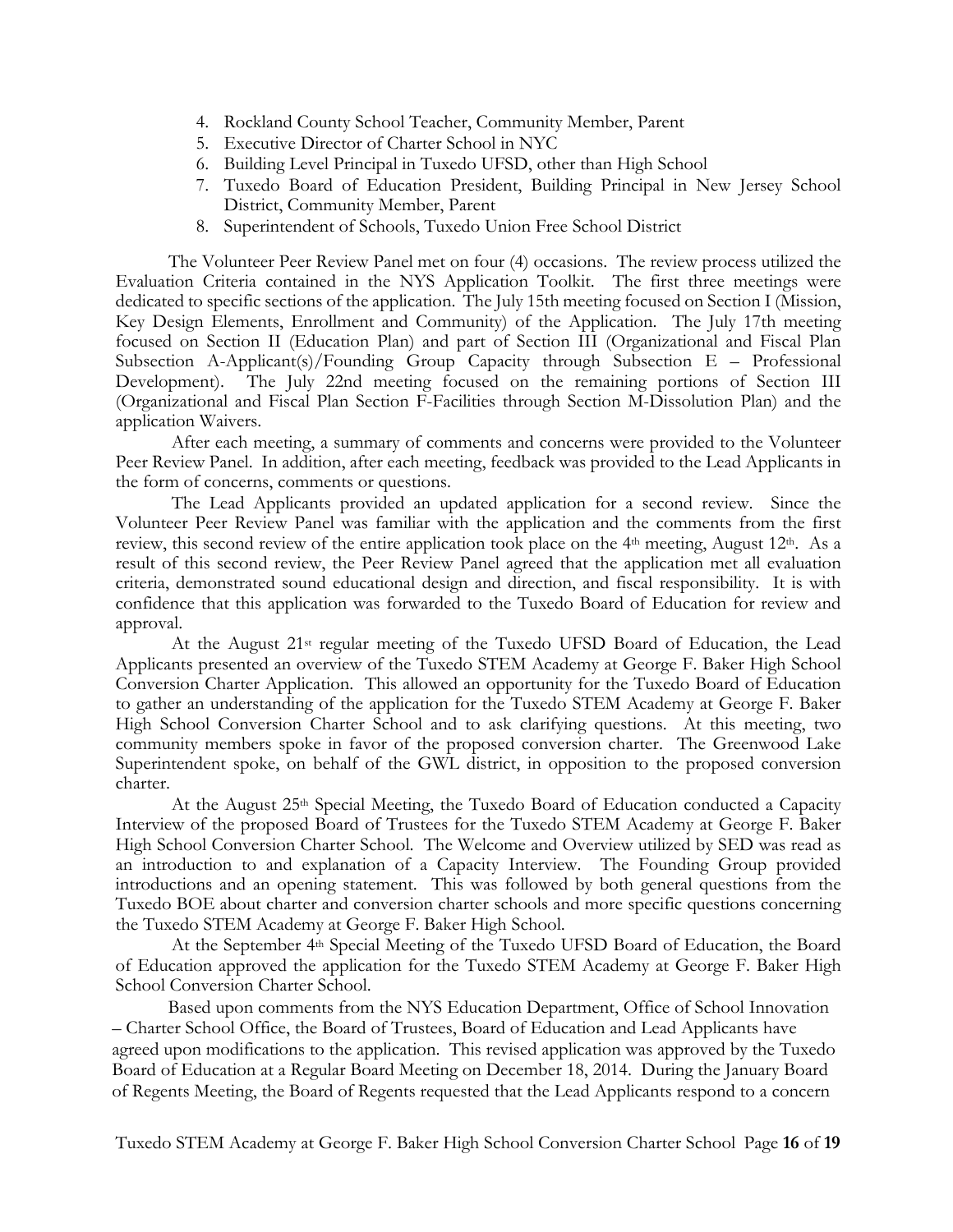4. Rockland County School Teacher, Community Member, Parent
5. Executive Director of Charter School in NYC
6. Building Level Principal in Tuxedo UFSD, other than High School
7. Tuxedo Board of Education President, Building Principal in New Jersey School District, Community Member, Parent
8. Superintendent of Schools, Tuxedo Union Free School District

The Volunteer Peer Review Panel met on four (4) occasions. The review process utilized the Evaluation Criteria contained in the NYS Application Toolkit. The first three meetings were dedicated to specific sections of the application. The July 15th meeting focused on Section I (Mission, Key Design Elements, Enrollment and Community) of the Application. The July 17th meeting focused on Section II (Education Plan) and part of Section III (Organizational and Fiscal Plan Subsection A-Applicant(s)/Founding Group Capacity through Subsection E – Professional Development). The July 22nd meeting focused on the remaining portions of Section III (Organizational and Fiscal Plan Section F-Facilities through Section M-Dissolution Plan) and the application Waivers.

After each meeting, a summary of comments and concerns were provided to the Volunteer Peer Review Panel. In addition, after each meeting, feedback was provided to the Lead Applicants in the form of concerns, comments or questions.

The Lead Applicants provided an updated application for a second review. Since the Volunteer Peer Review Panel was familiar with the application and the comments from the first review, this second review of the entire application took place on the 4th meeting, August 12th. As a result of this second review, the Peer Review Panel agreed that the application met all evaluation criteria, demonstrated sound educational design and direction, and fiscal responsibility. It is with confidence that this application was forwarded to the Tuxedo Board of Education for review and approval.

At the August 21st regular meeting of the Tuxedo UFSD Board of Education, the Lead Applicants presented an overview of the Tuxedo STEM Academy at George F. Baker High School Conversion Charter Application. This allowed an opportunity for the Tuxedo Board of Education to gather an understanding of the application for the Tuxedo STEM Academy at George F. Baker High School Conversion Charter School and to ask clarifying questions. At this meeting, two community members spoke in favor of the proposed conversion charter. The Greenwood Lake Superintendent spoke, on behalf of the GWL district, in opposition to the proposed conversion charter.

At the August 25th Special Meeting, the Tuxedo Board of Education conducted a Capacity Interview of the proposed Board of Trustees for the Tuxedo STEM Academy at George F. Baker High School Conversion Charter School. The Welcome and Overview utilized by SED was read as an introduction to and explanation of a Capacity Interview. The Founding Group provided introductions and an opening statement. This was followed by both general questions from the Tuxedo BOE about charter and conversion charter schools and more specific questions concerning the Tuxedo STEM Academy at George F. Baker High School.

At the September 4th Special Meeting of the Tuxedo UFSD Board of Education, the Board of Education approved the application for the Tuxedo STEM Academy at George F. Baker High School Conversion Charter School.

Based upon comments from the NYS Education Department, Office of School Innovation – Charter School Office, the Board of Trustees, Board of Education and Lead Applicants have agreed upon modifications to the application. This revised application was approved by the Tuxedo Board of Education at a Regular Board Meeting on December 18, 2014. During the January Board of Regents Meeting, the Board of Regents requested that the Lead Applicants respond to a concern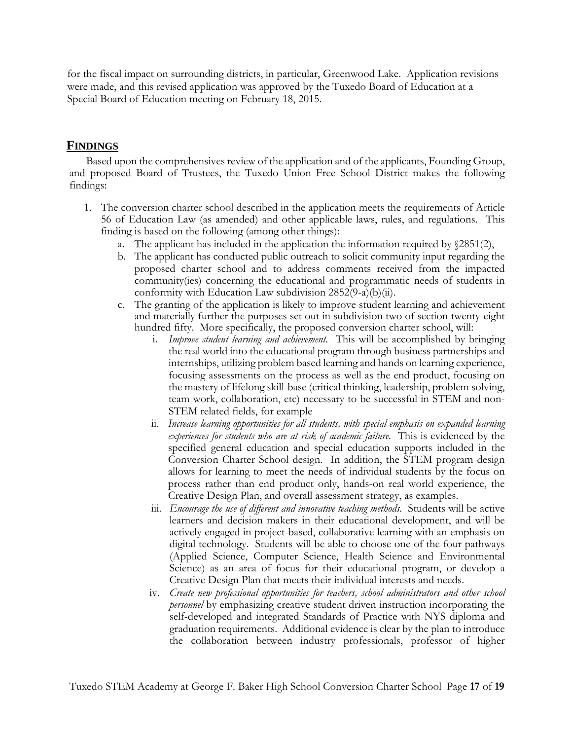for the fiscal impact on surrounding districts, in particular, Greenwood Lake. Application revisions were made, and this revised application was approved by the Tuxedo Board of Education at a Special Board of Education meeting on February 18, 2015.

## FINDINGS

Based upon the comprehensives review of the application and of the applicants, Founding Group, and proposed Board of Trustees, the Tuxedo Union Free School District makes the following findings:

1. The conversion charter school described in the application meets the requirements of Article 56 of Education Law (as amended) and other applicable laws, rules, and regulations. This finding is based on the following (among other things):
   a. The applicant has included in the application the information required by §2851(2),
   b. The applicant has conducted public outreach to solicit community input regarding the proposed charter school and to address comments received from the impacted community(ies) concerning the educational and programmatic needs of students in conformity with Education Law subdivision 2852(9-a)(b)(ii).
   c. The granting of the application is likely to improve student learning and achievement and materially further the purposes set out in subdivision two of section twenty-eight hundred fifty. More specifically, the proposed conversion charter school, will:
      i. *Improve student learning and achievement.* This will be accomplished by bringing the real world into the educational program through business partnerships and internships, utilizing problem based learning and hands on learning experience, focusing assessments on the process as well as the end product, focusing on the mastery of lifelong skill-base (critical thinking, leadership, problem solving, team work, collaboration, etc) necessary to be successful in STEM and non-STEM related fields, for example
      ii. *Increase learning opportunities for all students, with special emphasis on expanded learning experiences for students who are at risk of academic failure.* This is evidenced by the specified general education and special education supports included in the Conversion Charter School design. In addition, the STEM program design allows for learning to meet the needs of individual students by the focus on process rather than end product only, hands-on real world experience, the Creative Design Plan, and overall assessment strategy, as examples.
      iii. *Encourage the use of different and innovative teaching methods.* Students will be active learners and decision makers in their educational development, and will be actively engaged in project-based, collaborative learning with an emphasis on digital technology. Students will be able to choose one of the four pathways (Applied Science, Computer Science, Health Science and Environmental Science) as an area of focus for their educational program, or develop a Creative Design Plan that meets their individual interests and needs.
      iv. *Create new professional opportunities for teachers, school administrators and other school personnel* by emphasizing creative student driven instruction incorporating the self-developed and integrated Standards of Practice with NYS diploma and graduation requirements. Additional evidence is clear by the plan to introduce the collaboration between industry professionals, professor of higher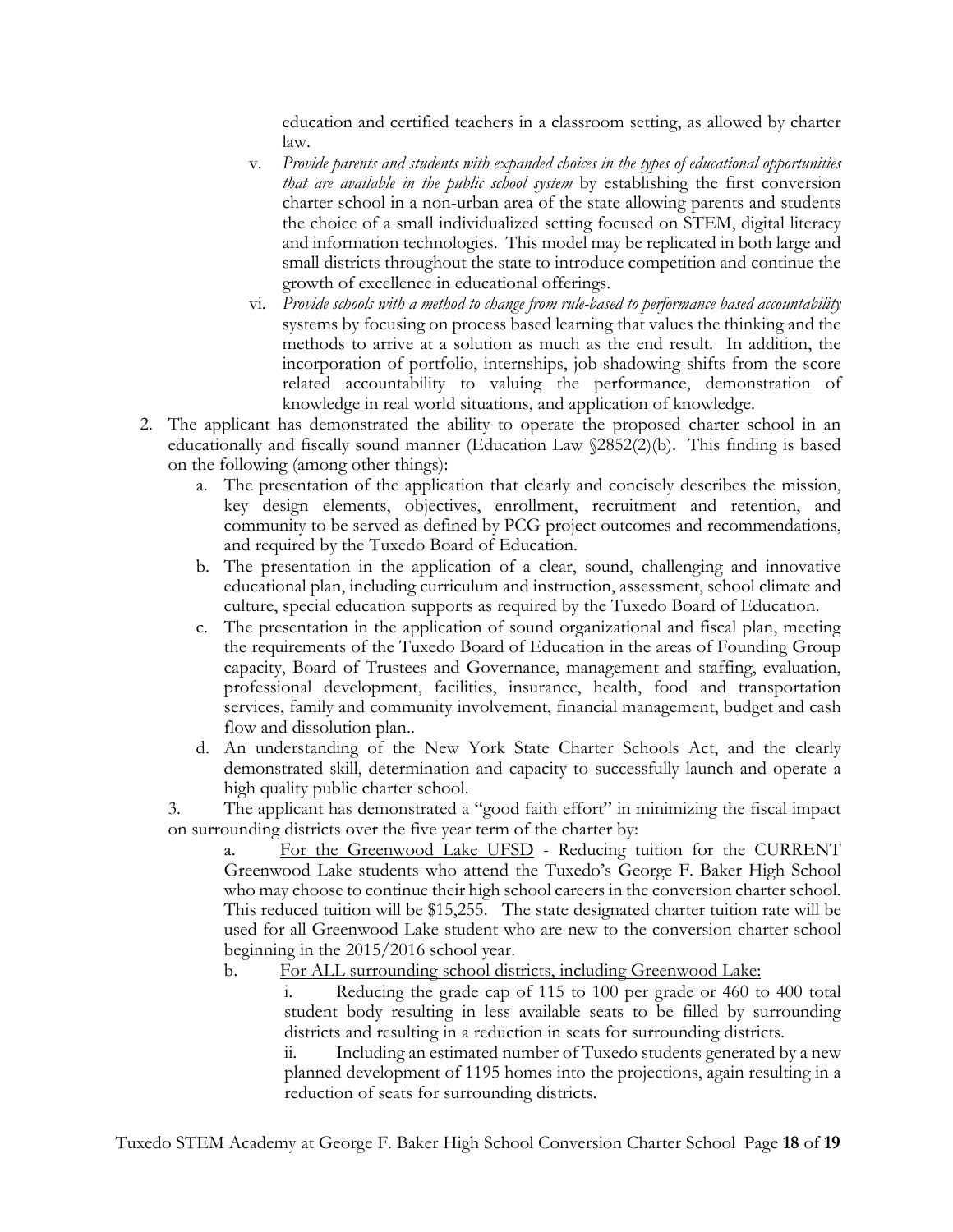education and certified teachers in a classroom setting, as allowed by charter law.

v. *Provide parents and students with expanded choices in the types of educational opportunities that are available in the public school system* by establishing the first conversion charter school in a non-urban area of the state allowing parents and students the choice of a small individualized setting focused on STEM, digital literacy and information technologies. This model may be replicated in both large and small districts throughout the state to introduce competition and continue the growth of excellence in educational offerings.

vi. *Provide schools with a method to change from rule-based to performance based accountability* systems by focusing on process based learning that values the thinking and the methods to arrive at a solution as much as the end result. In addition, the incorporation of portfolio, internships, job-shadowing shifts from the score related accountability to valuing the performance, demonstration of knowledge in real world situations, and application of knowledge.

2. The applicant has demonstrated the ability to operate the proposed charter school in an educationally and fiscally sound manner (Education Law §2852(2)(b). This finding is based on the following (among other things):
   a. The presentation of the application that clearly and concisely describes the mission, key design elements, objectives, enrollment, recruitment and retention, and community to be served as defined by PCG project outcomes and recommendations, and required by the Tuxedo Board of Education.
   b. The presentation in the application of a clear, sound, challenging and innovative educational plan, including curriculum and instruction, assessment, school climate and culture, special education supports as required by the Tuxedo Board of Education.
   c. The presentation in the application of sound organizational and fiscal plan, meeting the requirements of the Tuxedo Board of Education in the areas of Founding Group capacity, Board of Trustees and Governance, management and staffing, evaluation, professional development, facilities, insurance, health, food and transportation services, family and community involvement, financial management, budget and cash flow and dissolution plan..
   d. An understanding of the New York State Charter Schools Act, and the clearly demonstrated skill, determination and capacity to successfully launch and operate a high quality public charter school.

3. The applicant has demonstrated a "good faith effort" in minimizing the fiscal impact on surrounding districts over the five year term of the charter by:

   a. For the Greenwood Lake UFSD - Reducing tuition for the CURRENT Greenwood Lake students who attend the Tuxedo's George F. Baker High School who may choose to continue their high school careers in the conversion charter school. This reduced tuition will be $15,255. The state designated charter tuition rate will be used for all Greenwood Lake student who are new to the conversion charter school beginning in the 2015/2016 school year.

   b. For ALL surrounding school districts, including Greenwood Lake:

      i. Reducing the grade cap of 115 to 100 per grade or 460 to 400 total student body resulting in less available seats to be filled by surrounding districts and resulting in a reduction in seats for surrounding districts.

      ii. Including an estimated number of Tuxedo students generated by a new planned development of 1195 homes into the projections, again resulting in a reduction of seats for surrounding districts.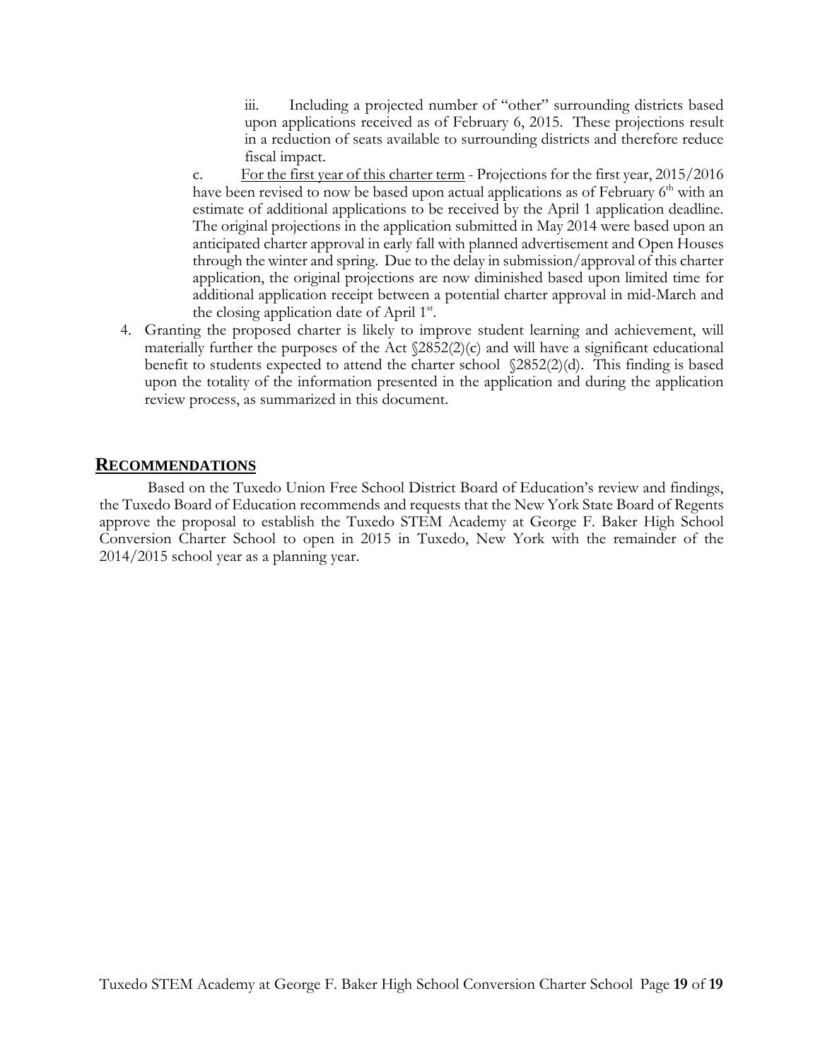iii. Including a projected number of "other" surrounding districts based upon applications received as of February 6, 2015. These projections result in a reduction of seats available to surrounding districts and therefore reduce fiscal impact.

c. For the first year of this charter term - Projections for the first year, 2015/2016 have been revised to now be based upon actual applications as of February 6th with an estimate of additional applications to be received by the April 1 application deadline. The original projections in the application submitted in May 2014 were based upon an anticipated charter approval in early fall with planned advertisement and Open Houses through the winter and spring. Due to the delay in submission/approval of this charter application, the original projections are now diminished based upon limited time for additional application receipt between a potential charter approval in mid-March and the closing application date of April 1st.

4. Granting the proposed charter is likely to improve student learning and achievement, will materially further the purposes of the Act §2852(2)(c) and will have a significant educational benefit to students expected to attend the charter school §2852(2)(d). This finding is based upon the totality of the information presented in the application and during the application review process, as summarized in this document.

## RECOMMENDATIONS

Based on the Tuxedo Union Free School District Board of Education's review and findings, the Tuxedo Board of Education recommends and requests that the New York State Board of Regents approve the proposal to establish the Tuxedo STEM Academy at George F. Baker High School Conversion Charter School to open in 2015 in Tuxedo, New York with the remainder of the 2014/2015 school year as a planning year.